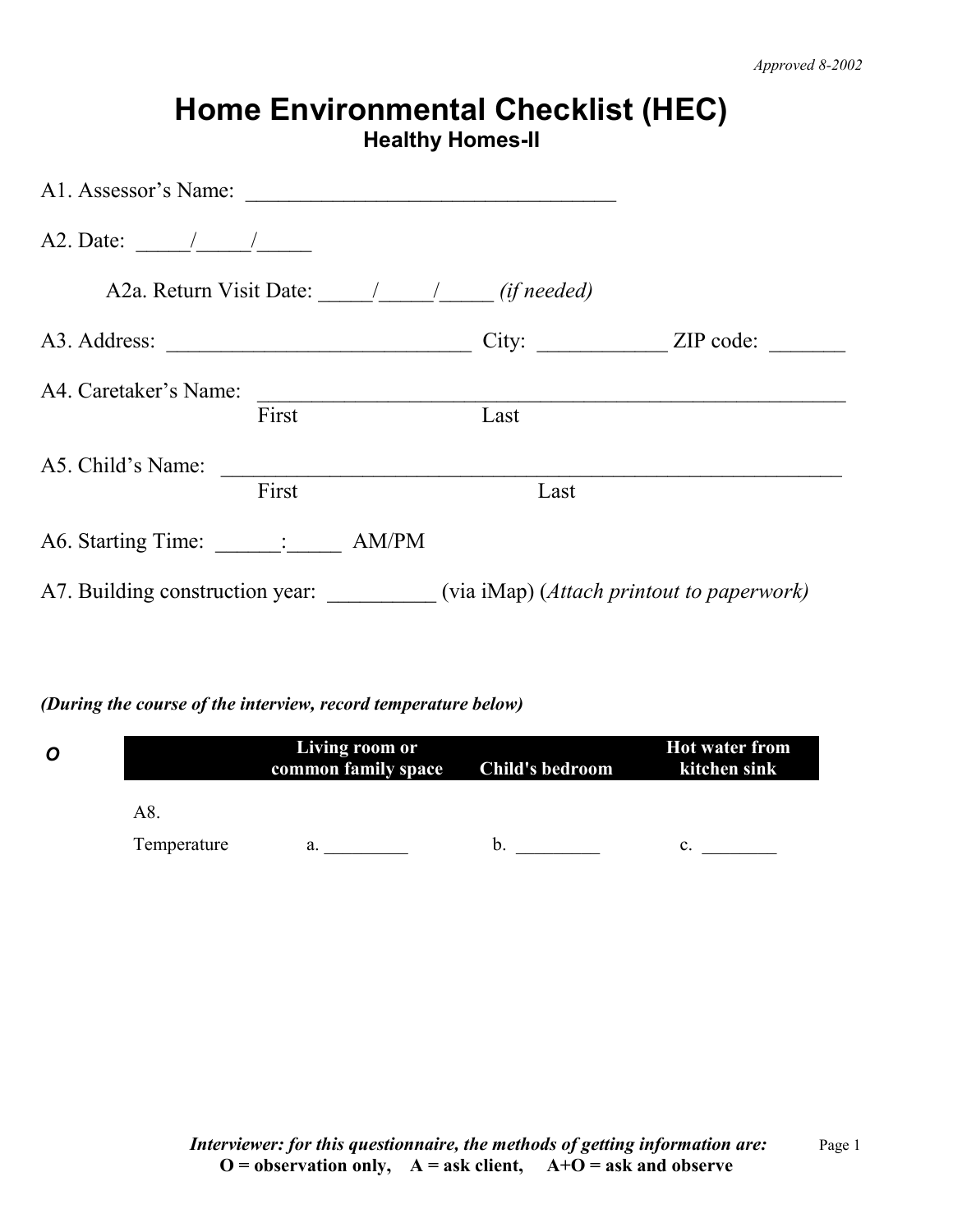*Approved 8-2002*

# Home Environmental Checklist (HEC)

### Healthy Homes-II

A1. Assessor's Name: ___________________________________

A2. Date: _____/_____/_____

A2a. Return Visit Date: _____/_____/_____ *(if needed)*

A3. Address: ____________________________ City: ____________ ZIP code: _______

A4. Caretaker's Name: ________________________________________________________
First Last

A5. Child's Name: ____________________________________________________________
First Last

A6. Starting Time: ______:_____ AM/PM

A7. Building construction year: __________ (via iMap) (*Attach printout to paperwork)*

***(During the course of the interview, record temperature below)***

***O***

| | Living room or common family space | Child's bedroom | Hot water from kitchen sink |
|---|---|---|---|
| A8. Temperature | a. _________ | b. _________ | c. ________ |

***Interviewer: for this questionnaire, the methods of getting information are:***
**O = observation only, A = ask client, A+O = ask and observe**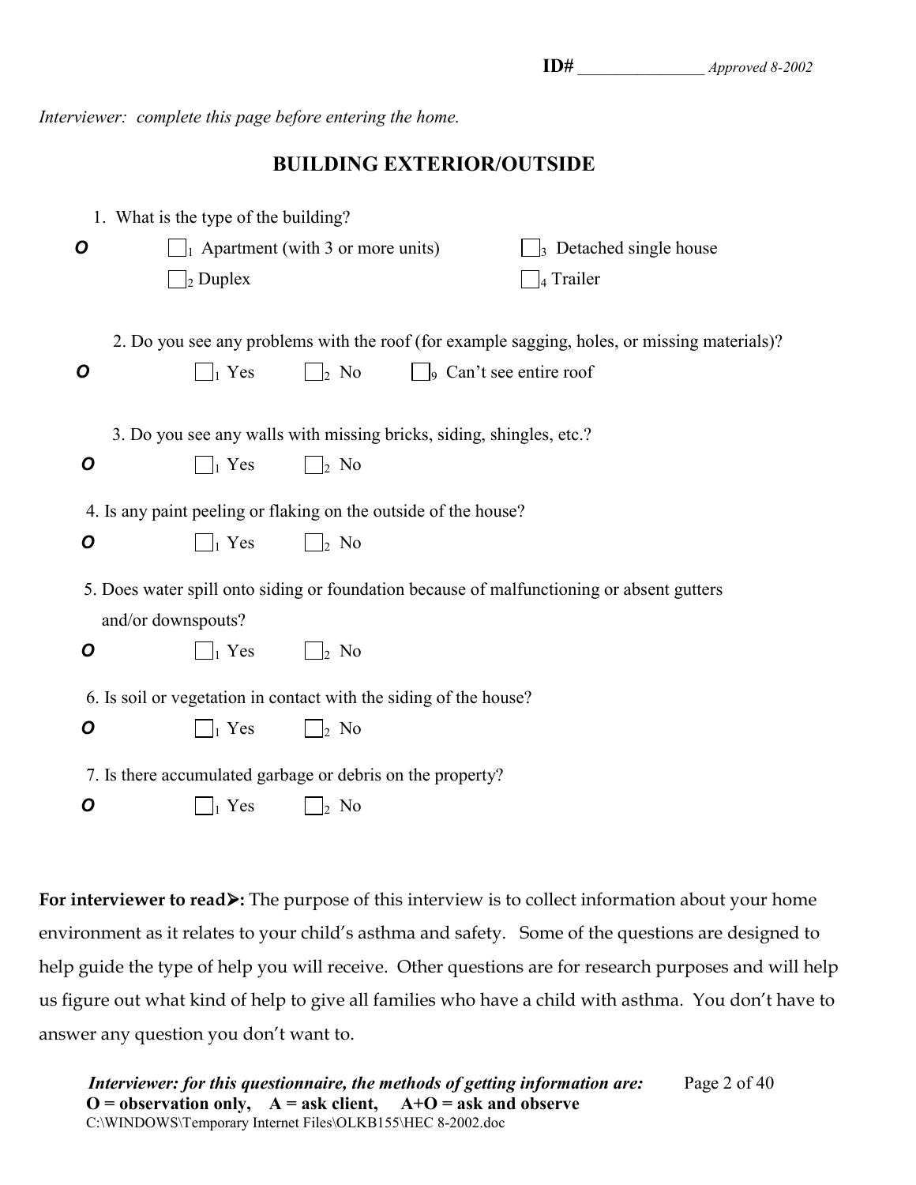**ID#** ________________ *Approved 8-2002*

*Interviewer: complete this page before entering the home.*

## BUILDING EXTERIOR/OUTSIDE

1. What is the type of the building?

***O*** ☐1 Apartment (with 3 or more units) ☐3 Detached single house

☐2 Duplex ☐4 Trailer

2. Do you see any problems with the roof (for example sagging, holes, or missing materials)?

***O*** ☐1 Yes ☐2 No ☐9 Can't see entire roof

3. Do you see any walls with missing bricks, siding, shingles, etc.?

***O*** ☐1 Yes ☐2 No

4. Is any paint peeling or flaking on the outside of the house?

***O*** ☐1 Yes ☐2 No

5. Does water spill onto siding or foundation because of malfunctioning or absent gutters and/or downspouts?

***O*** ☐1 Yes ☐2 No

6. Is soil or vegetation in contact with the siding of the house?

***O*** ☐1 Yes ☐2 No

7. Is there accumulated garbage or debris on the property?

***O*** ☐1 Yes ☐2 No

**For interviewer to read➤:** The purpose of this interview is to collect information about your home environment as it relates to your child's asthma and safety. Some of the questions are designed to help guide the type of help you will receive. Other questions are for research purposes and will help us figure out what kind of help to give all families who have a child with asthma. You don't have to answer any question you don't want to.

***Interviewer: for this questionnaire, the methods of getting information are:***
**O = observation only, A = ask client, A+O = ask and observe**
C:\WINDOWS\Temporary Internet Files\OLKB155\HEC 8-2002.doc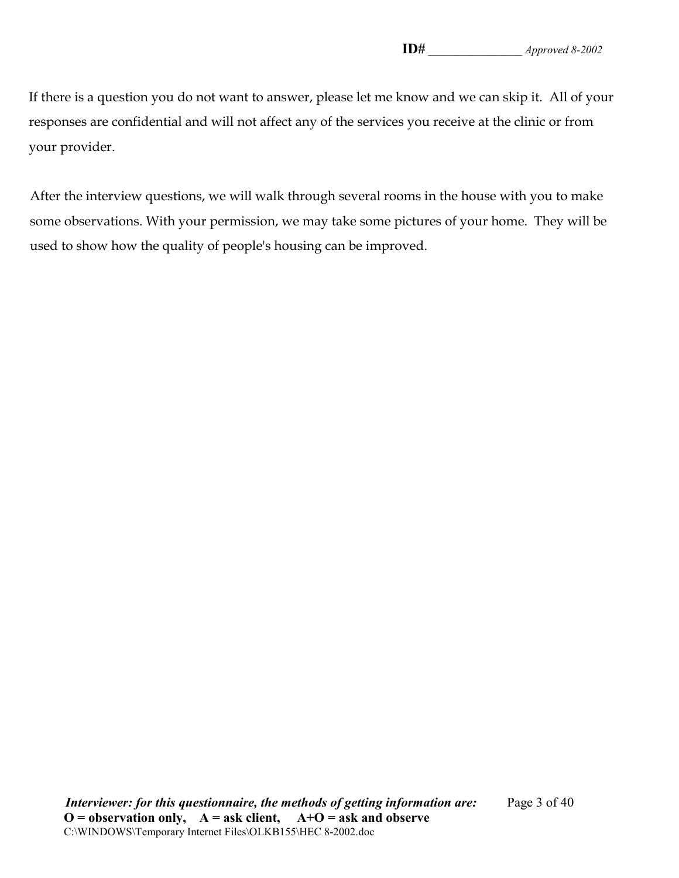**ID#** ________________ *Approved 8-2002*

If there is a question you do not want to answer, please let me know and we can skip it. All of your responses are confidential and will not affect any of the services you receive at the clinic or from your provider.

After the interview questions, we will walk through several rooms in the house with you to make some observations. With your permission, we may take some pictures of your home. They will be used to show how the quality of people's housing can be improved.

***Interviewer: for this questionnaire, the methods of getting information are:***
**O = observation only, A = ask client, A+O = ask and observe**
C:\WINDOWS\Temporary Internet Files\OLKB155\HEC 8-2002.doc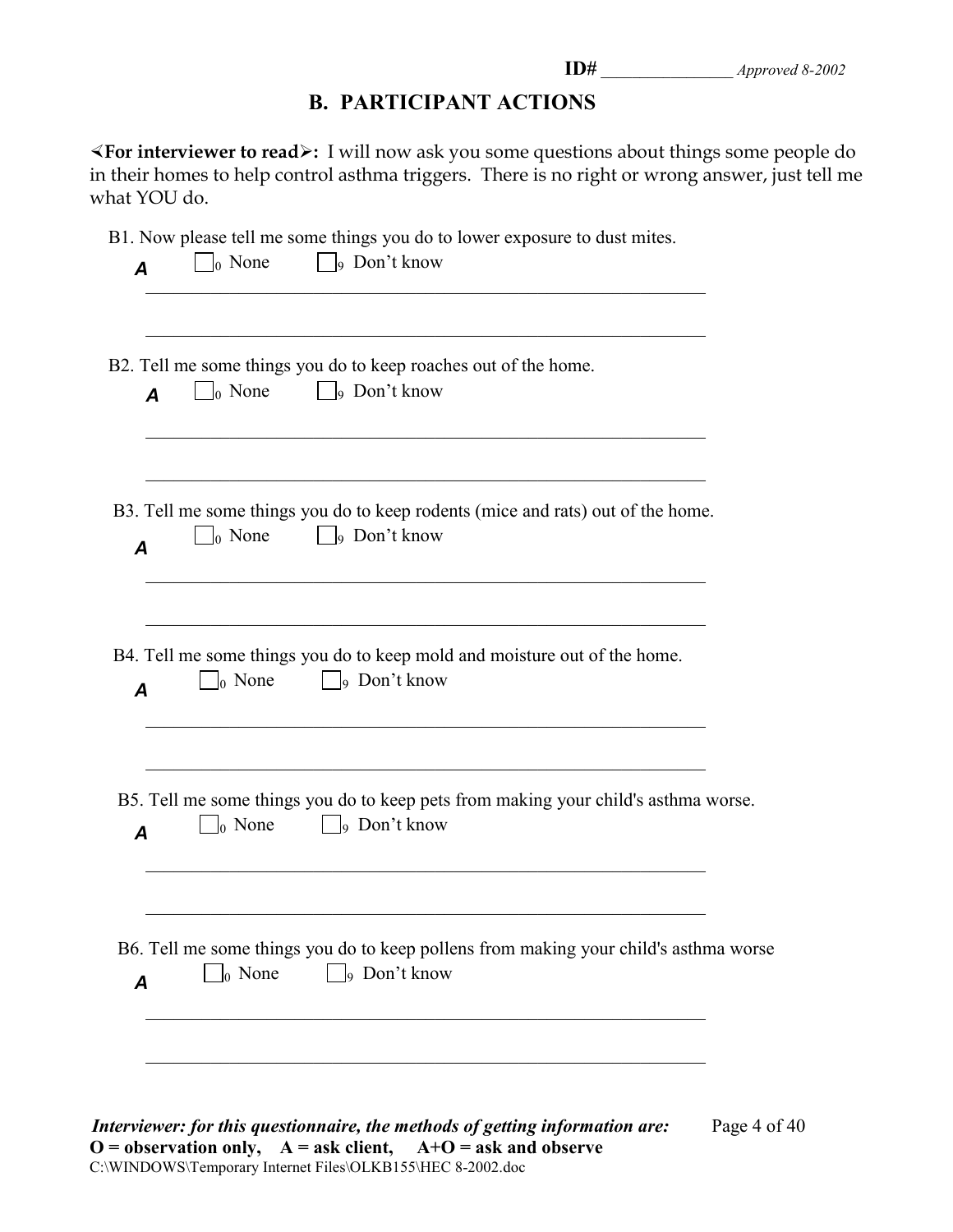**ID#** ________________ *Approved 8-2002*

## B. PARTICIPANT ACTIONS

**<For interviewer to read>:** I will now ask you some questions about things some people do in their homes to help control asthma triggers. There is no right or wrong answer, just tell me what YOU do.

B1. Now please tell me some things you do to lower exposure to dust mites.

***A*** ☐0 None ☐9 Don't know

_______________________________________________________________

_______________________________________________________________

B2. Tell me some things you do to keep roaches out of the home.

***A*** ☐0 None ☐9 Don't know

_______________________________________________________________

_______________________________________________________________

B3. Tell me some things you do to keep rodents (mice and rats) out of the home.

***A*** ☐0 None ☐9 Don't know

_______________________________________________________________

_______________________________________________________________

B4. Tell me some things you do to keep mold and moisture out of the home.

***A*** ☐0 None ☐9 Don't know

_______________________________________________________________

_______________________________________________________________

B5. Tell me some things you do to keep pets from making your child's asthma worse.

***A*** ☐0 None ☐9 Don't know

_______________________________________________________________

_______________________________________________________________

B6. Tell me some things you do to keep pollens from making your child's asthma worse

***A*** ☐0 None ☐9 Don't know

_______________________________________________________________

_______________________________________________________________

***Interviewer: for this questionnaire, the methods of getting information are:***
**O = observation only, A = ask client, A+O = ask and observe**
C:\WINDOWS\Temporary Internet Files\OLKB155\HEC 8-2002.doc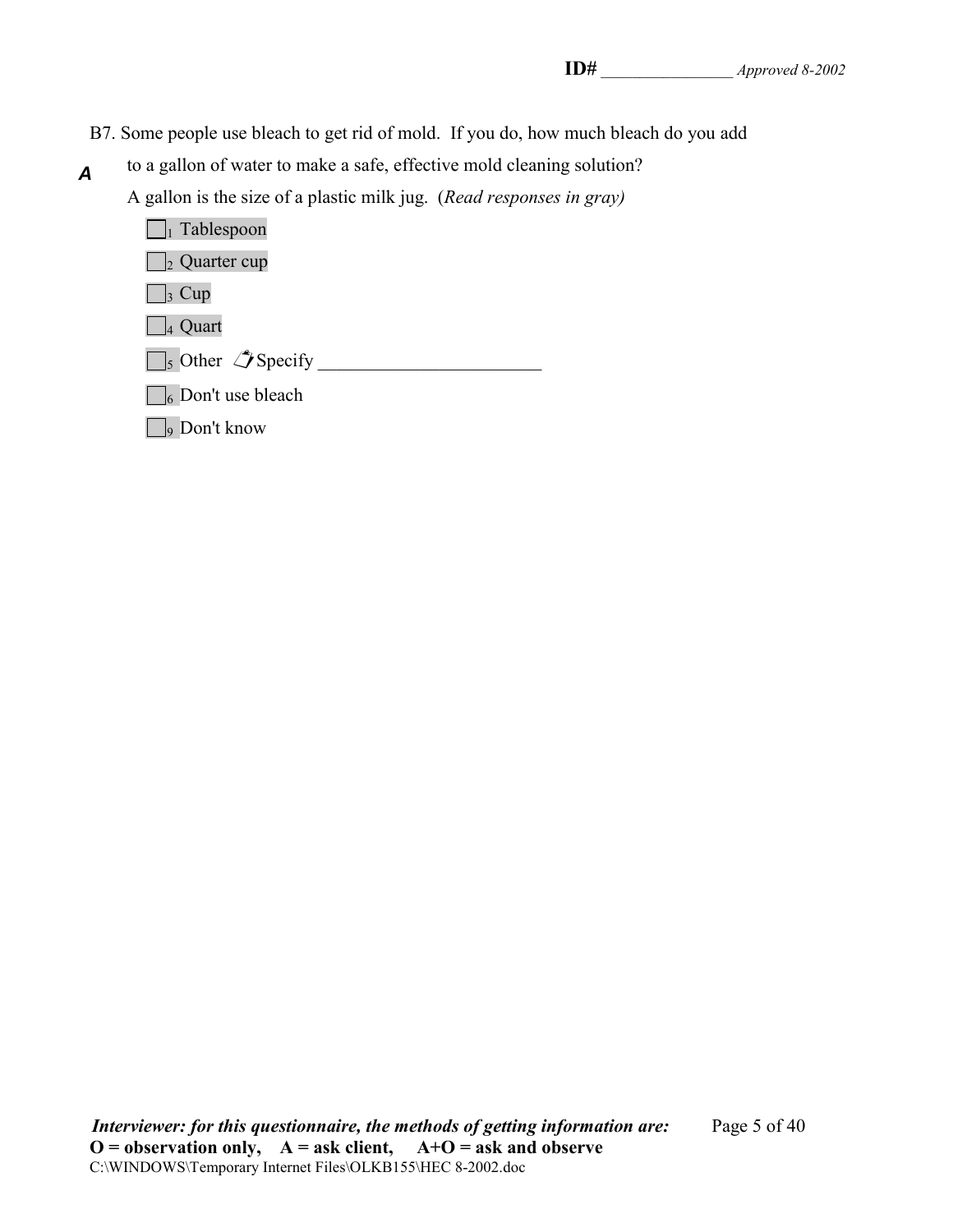B7. Some people use bleach to get rid of mold. If you do, how much bleach do you add to a gallon of water to make a safe, effective mold cleaning solution?

**A**

A gallon is the size of a plastic milk jug. (*Read responses in gray)*

- ☐1 Tablespoon
- ☐2 Quarter cup
- ☐3 Cup
- ☐4 Quart
- ☐5 Other Specify ________________________
- ☐6 Don't use bleach
- ☐9 Don't know

***Interviewer: for this questionnaire, the methods of getting information are:***
**O = observation only, A = ask client, A+O = ask and observe**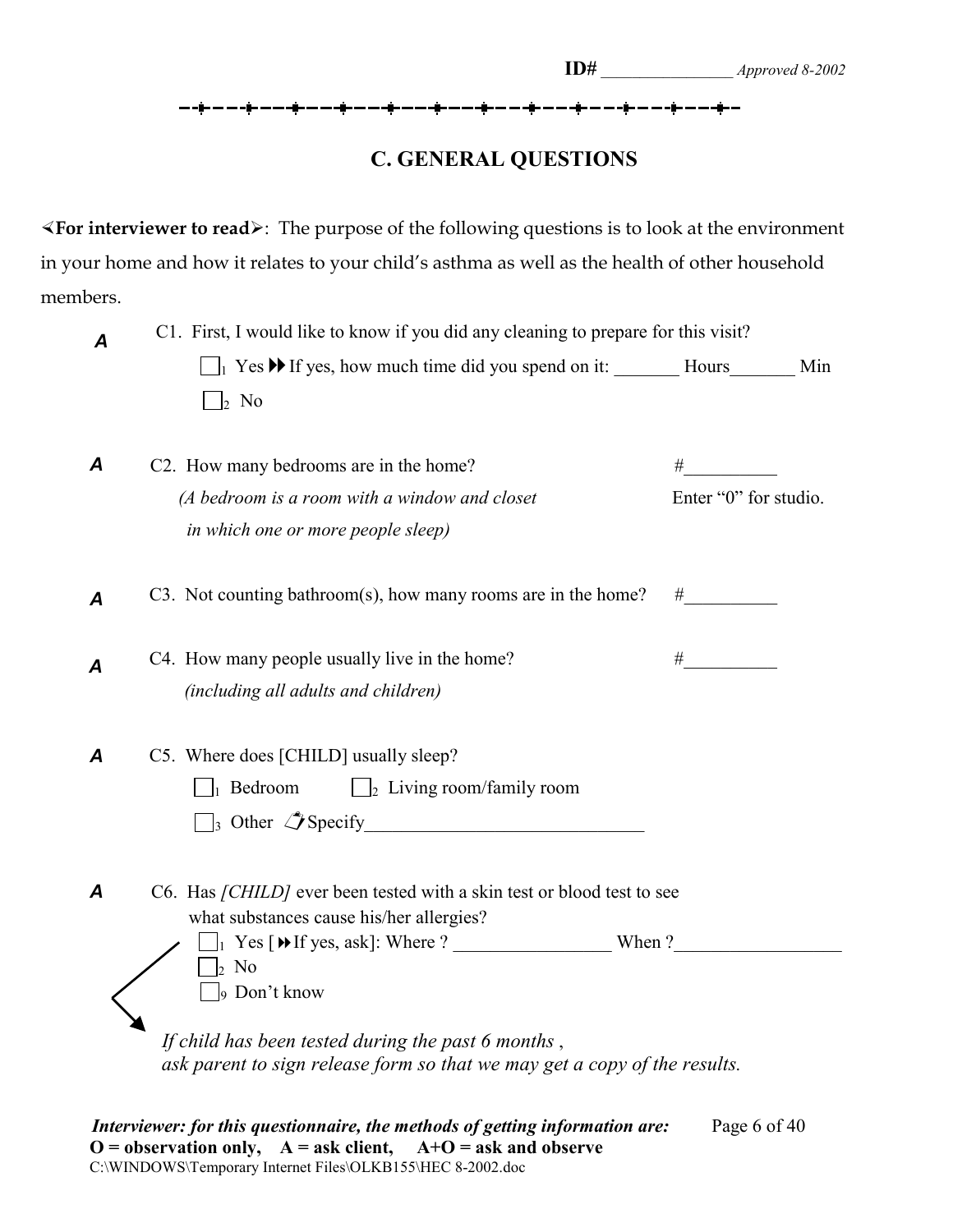**ID#** ________________ *Approved 8-2002*

## C. GENERAL QUESTIONS

**<For interviewer to read>**: The purpose of the following questions is to look at the environment in your home and how it relates to your child's asthma as well as the health of other household members.

**A** C1. First, I would like to know if you did any cleaning to prepare for this visit?

- ☐1 Yes ▶▶ If yes, how much time did you spend on it: _______ Hours_______ Min
- ☐2 No

**A** C2. How many bedrooms are in the home? #__________ Enter "0" for studio.

*(A bedroom is a room with a window and closet in which one or more people sleep)*

**A** C3. Not counting bathroom(s), how many rooms are in the home? #__________

**A** C4. How many people usually live in the home? #__________

*(including all adults and children)*

**A** C5. Where does [CHILD] usually sleep?

- ☐1 Bedroom ☐2 Living room/family room
- ☐3 Other ✍ Specify______________________________

**A** C6. Has *[CHILD]* ever been tested with a skin test or blood test to see what substances cause his/her allergies?

- ☐1 Yes [▶▶ If yes, ask]: Where ? _________________ When ?__________________
- ☐2 No
- ☐9 Don't know

*If child has been tested during the past 6 months, ask parent to sign release form so that we may get a copy of the results.*

***Interviewer: for this questionnaire, the methods of getting information are:***
**O = observation only, A = ask client, A+O = ask and observe**

C:\WINDOWS\Temporary Internet Files\OLKB155\HEC 8-2002.doc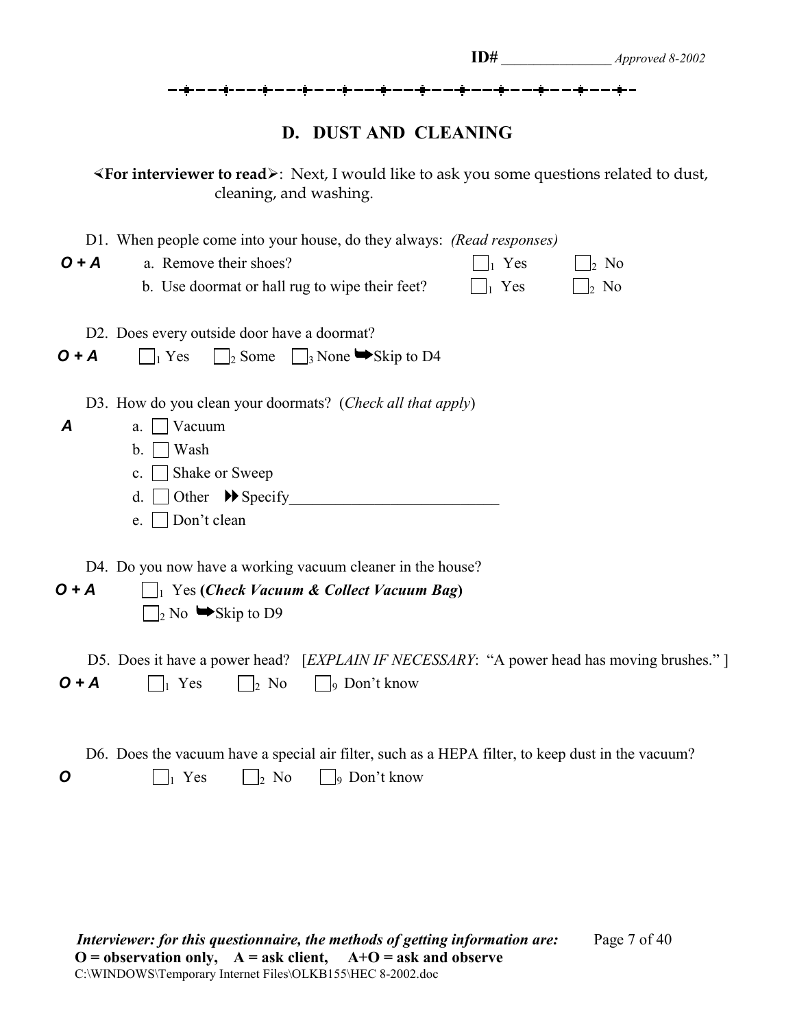ID# ________________ *Approved 8-2002*

## D. DUST AND CLEANING

**<For interviewer to read>**: Next, I would like to ask you some questions related to dust, cleaning, and washing.

D1. When people come into your house, do they always: *(Read responses)*

**O + A**
- a. Remove their shoes? ☐1 Yes ☐2 No
- b. Use doormat or hall rug to wipe their feet? ☐1 Yes ☐2 No

D2. Does every outside door have a doormat?

**O + A** ☐1 Yes ☐2 Some ☐3 None ➡Skip to D4

D3. How do you clean your doormats? (*Check all that apply*)

**A**
- a. ☐ Vacuum
- b. ☐ Wash
- c. ☐ Shake or Sweep
- d. ☐ Other ⏩Specify___________________________
- e. ☐ Don't clean

D4. Do you now have a working vacuum cleaner in the house?

**O + A**
☐1 Yes (***Check Vacuum & Collect Vacuum Bag***)
☐2 No ➡Skip to D9

D5. Does it have a power head? [*EXPLAIN IF NECESSARY*: "A power head has moving brushes." ]

**O + A** ☐1 Yes ☐2 No ☐9 Don't know

D6. Does the vacuum have a special air filter, such as a HEPA filter, to keep dust in the vacuum?

**O** ☐1 Yes ☐2 No ☐9 Don't know

***Interviewer: for this questionnaire, the methods of getting information are:***
**O = observation only, A = ask client, A+O = ask and observe**
C:\WINDOWS\Temporary Internet Files\OLKB155\HEC 8-2002.doc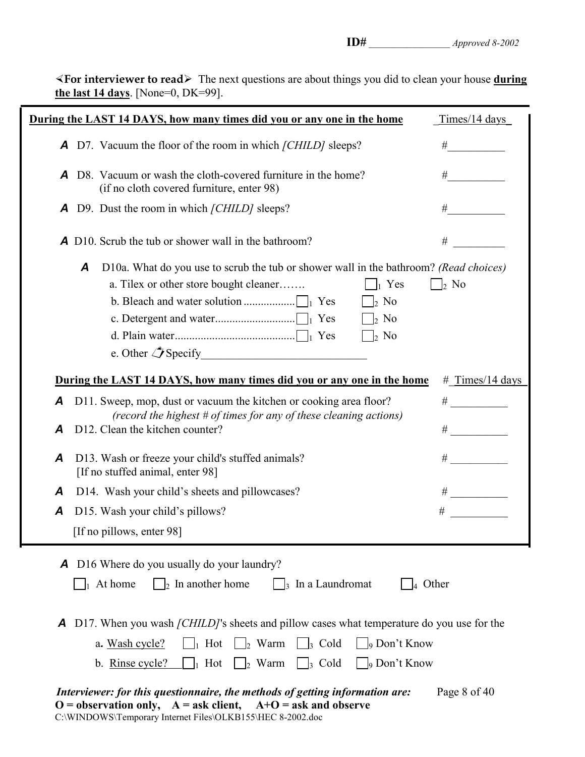**ID#** ________________ *Approved 8-2002*

**<For interviewer to read>** The next questions are about things you did to clean your house **during the last 14 days**. [None=0, DK=99].

| During the LAST 14 DAYS, how many times did you or any one in the home | Times/14 days |
|---|---|
| ***A*** D7. Vacuum the floor of the room in which *[CHILD]* sleeps? | #__________ |
| ***A*** D8. Vacuum or wash the cloth-covered furniture in the home? (if no cloth covered furniture, enter 98) | #__________ |
| ***A*** D9. Dust the room in which *[CHILD]* sleeps? | #__________ |
| ***A*** D10. Scrub the tub or shower wall in the bathroom? | # _________ |

***A*** D10a. What do you use to scrub the tub or shower wall in the bathroom? *(Read choices)*

- a. Tilex or other store bought cleaner……. ☐1 Yes ☐2 No
- b. Bleach and water solution ................. ☐1 Yes ☐2 No
- c. Detergent and water............................ ☐1 Yes ☐2 No
- d. Plain water.......................................... ☐1 Yes ☐2 No
- e. Other Specify_____________________________

| During the LAST 14 DAYS, how many times did you or any one in the home | # Times/14 days |
|---|---|
| ***A*** D11. Sweep, mop, dust or vacuum the kitchen or cooking area floor? *(record the highest # of times for any of these cleaning actions)* | # __________ |
| ***A*** D12. Clean the kitchen counter? | # __________ |
| ***A*** D13. Wash or freeze your child's stuffed animals? [If no stuffed animal, enter 98] | # __________ |
| ***A*** D14. Wash your child's sheets and pillowcases? | # __________ |
| ***A*** D15. Wash your child's pillows? [If no pillows, enter 98] | # __________ |

***A*** D16 Where do you usually do your laundry?

☐1 At home ☐2 In another home ☐3 In a Laundromat ☐4 Other

***A*** D17. When you wash *[CHILD]*'s sheets and pillow cases what temperature do you use for the

a. Wash cycle? ☐1 Hot ☐2 Warm ☐3 Cold ☐9 Don't Know

b. Rinse cycle? ☐1 Hot ☐2 Warm ☐3 Cold ☐9 Don't Know

***Interviewer: for this questionnaire, the methods of getting information are:***
**O = observation only, A = ask client, A+O = ask and observe**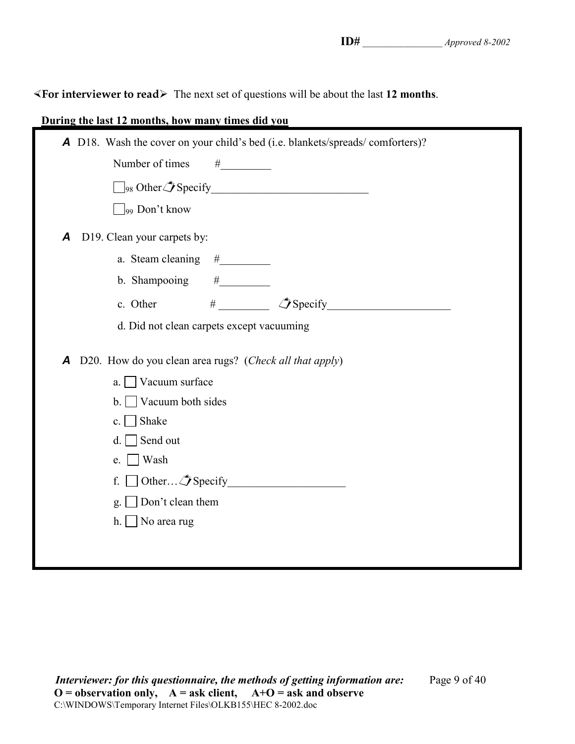ID# ________________ *Approved 8-2002*

**≺For interviewer to read≻** The next set of questions will be about the last **12 months**.

**During the last 12 months, how many times did you**

***A*** D18. Wash the cover on your child's bed (i.e. blankets/spreads/ comforters)?

Number of times #_________

☐98 Other ✍ Specify____________________________

☐99 Don't know

***A*** D19. Clean your carpets by:

a. Steam cleaning #_________

b. Shampooing #_________

c. Other # _________ ✍ Specify______________________

d. Did not clean carpets except vacuuming

***A*** D20. How do you clean area rugs? (*Check all that apply*)

a. ☐ Vacuum surface

b. ☐ Vacuum both sides

c. ☐ Shake

d. ☐ Send out

e. ☐ Wash

f. ☐ Other… ✍ Specify____________________

g. ☐ Don't clean them

h. ☐ No area rug

***Interviewer: for this questionnaire, the methods of getting information are:***
**O = observation only, A = ask client, A+O = ask and observe**
C:\WINDOWS\Temporary Internet Files\OLKB155\HEC 8-2002.doc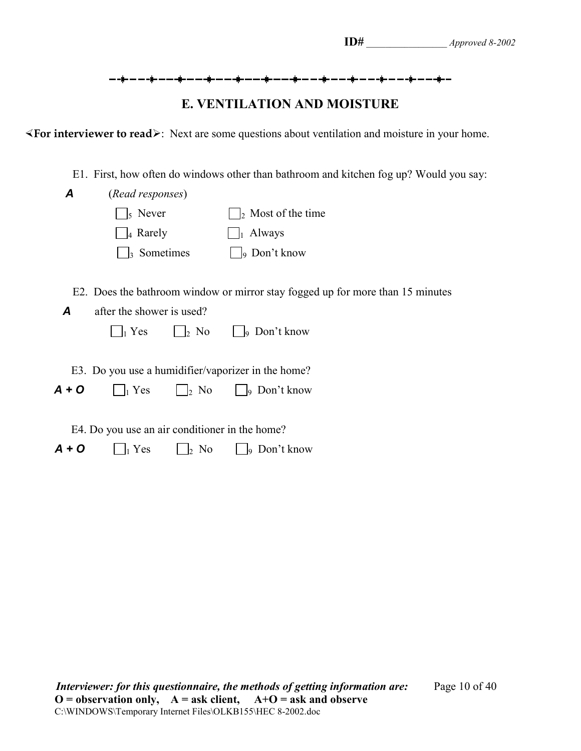**ID#** ________________ *Approved 8-2002*

## E. VENTILATION AND MOISTURE

**⊲For interviewer to read⊳**: Next are some questions about ventilation and moisture in your home.

E1. First, how often do windows other than bathroom and kitchen fog up? Would you say:

***A*** (*Read responses*)

- ☐5 Never
- ☐4 Rarely
- ☐3 Sometimes
- ☐2 Most of the time
- ☐1 Always
- ☐9 Don't know

E2. Does the bathroom window or mirror stay fogged up for more than 15 minutes after the shower is used?

***A*** ☐1 Yes ☐2 No ☐9 Don't know

E3. Do you use a humidifier/vaporizer in the home?

***A + O*** ☐1 Yes ☐2 No ☐9 Don't know

E4. Do you use an air conditioner in the home?

***A + O*** ☐1 Yes ☐2 No ☐9 Don't know

***Interviewer: for this questionnaire, the methods of getting information are:***
**O = observation only, A = ask client, A+O = ask and observe**
C:\WINDOWS\Temporary Internet Files\OLKB155\HEC 8-2002.doc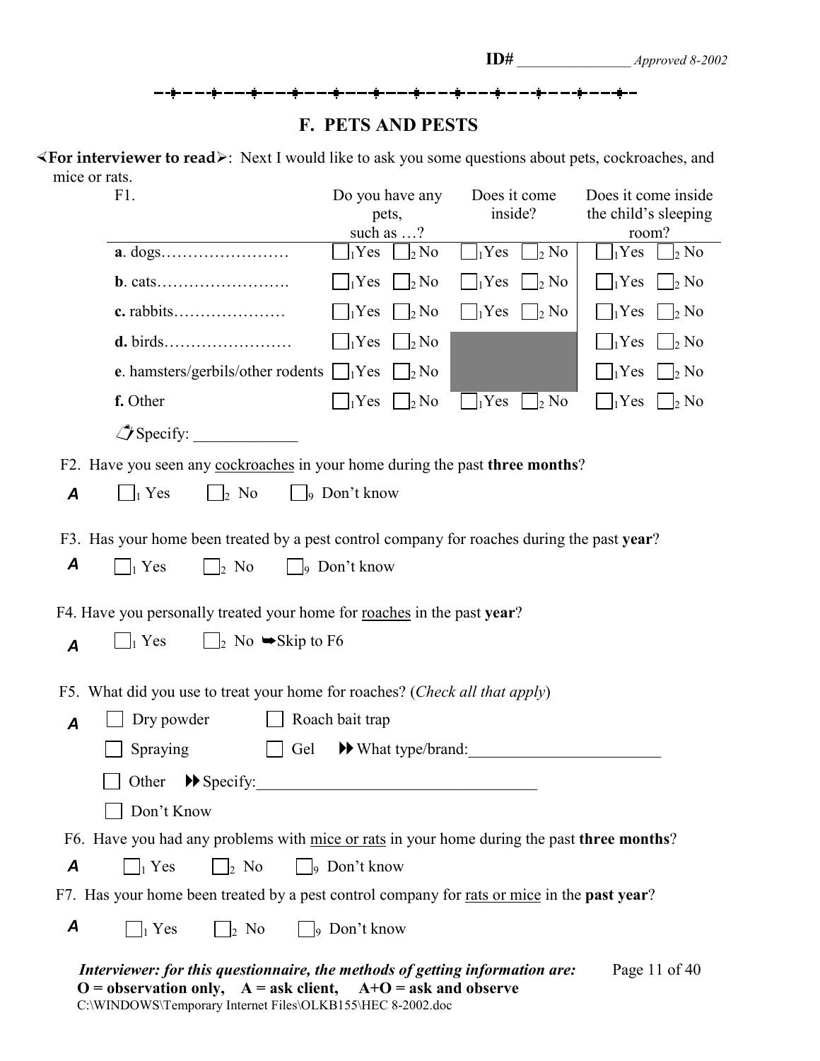ID# _______________ *Approved 8-2002*

## F. PETS AND PESTS

**<For interviewer to read>**: Next I would like to ask you some questions about pets, cockroaches, and mice or rats.

| F1. | Do you have any pets, such as …? | Does it come inside? | Does it come inside the child's sleeping room? |
|---|---|---|---|
| **a**. dogs…………………… | ☐1 Yes ☐2 No | ☐1 Yes ☐2 No | ☐1 Yes ☐2 No |
| **b**. cats……………………. | ☐1 Yes ☐2 No | ☐1 Yes ☐2 No | ☐1 Yes ☐2 No |
| **c.** rabbits………………… | ☐1 Yes ☐2 No | ☐1 Yes ☐2 No | ☐1 Yes ☐2 No |
| **d.** birds…………………… | ☐1 Yes ☐2 No | | ☐1 Yes ☐2 No |
| **e**. hamsters/gerbils/other rodents | ☐1 Yes ☐2 No | | ☐1 Yes ☐2 No |
| **f.** Other | ☐1 Yes ☐2 No | ☐1 Yes ☐2 No | ☐1 Yes ☐2 No |

Specify: _____________

F2. Have you seen any cockroaches in your home during the past **three months**?

**A** ☐1 Yes ☐2 No ☐9 Don't know

F3. Has your home been treated by a pest control company for roaches during the past **year**?

**A** ☐1 Yes ☐2 No ☐9 Don't know

F4. Have you personally treated your home for roaches in the past **year**?

**A** ☐1 Yes ☐2 No ➥Skip to F6

F5. What did you use to treat your home for roaches? (*Check all that apply*)

**A** ☐ Dry powder ☐ Roach bait trap

☐ Spraying ☐ Gel ▶▶ What type/brand:________________________

☐ Other ▶▶ Specify:___________________________________

☐ Don't Know

F6. Have you had any problems with mice or rats in your home during the past **three months**?

**A** ☐1 Yes ☐2 No ☐9 Don't know

F7. Has your home been treated by a pest control company for rats or mice in the **past year**?

**A** ☐1 Yes ☐2 No ☐9 Don't know

***Interviewer: for this questionnaire, the methods of getting information are:***
**O = observation only, A = ask client, A+O = ask and observe**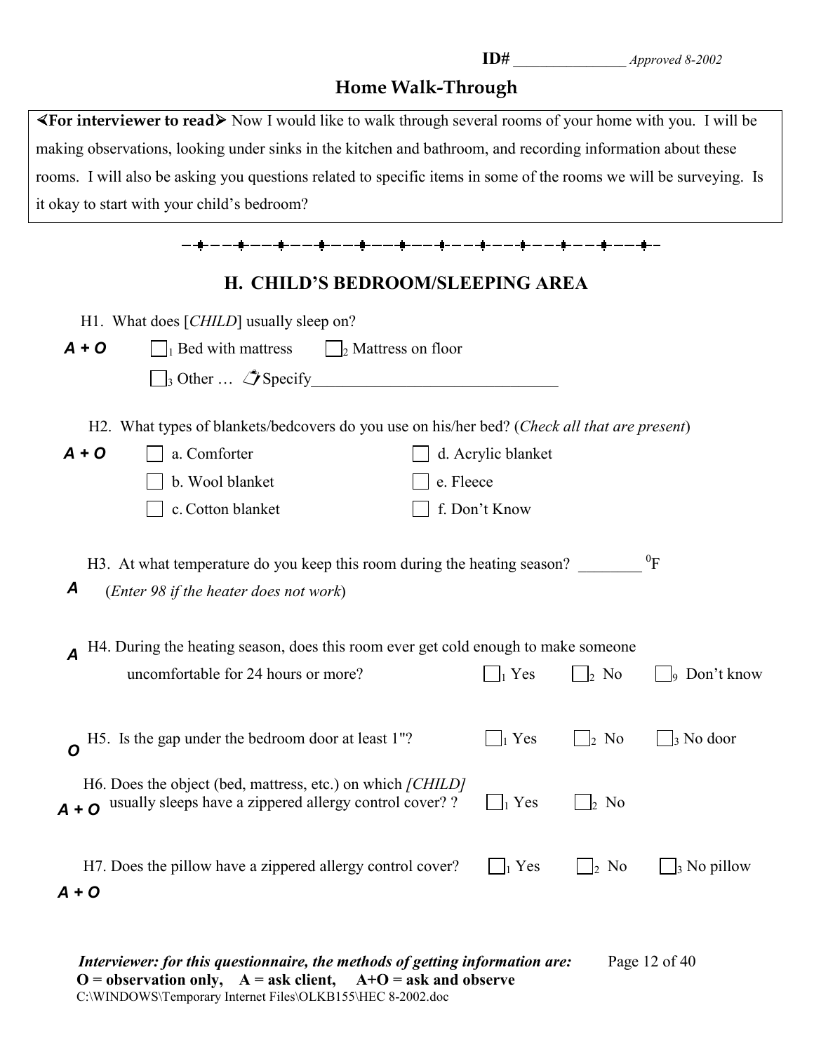**ID#** ________________ *Approved 8-2002*

## Home Walk-Through

**⋖For interviewer to read⋗** Now I would like to walk through several rooms of your home with you. I will be making observations, looking under sinks in the kitchen and bathroom, and recording information about these rooms. I will also be asking you questions related to specific items in some of the rooms we will be surveying. Is it okay to start with your child's bedroom?

---

## H. CHILD'S BEDROOM/SLEEPING AREA

H1. What does [*CHILD*] usually sleep on?

***A + O***

- ☐1 Bed with mattress
- ☐2 Mattress on floor
- ☐3 Other … Specify________________________________

H2. What types of blankets/bedcovers do you use on his/her bed? (*Check all that are present*)

***A + O***

- ☐ a. Comforter
- ☐ b. Wool blanket
- ☐ c. Cotton blanket
- ☐ d. Acrylic blanket
- ☐ e. Fleece
- ☐ f. Don't Know

H3. At what temperature do you keep this room during the heating season? ________ $^0$F

***A*** (*Enter 98 if the heater does not work*)

***A*** H4. During the heating season, does this room ever get cold enough to make someone uncomfortable for 24 hours or more? ☐1 Yes ☐2 No ☐9 Don't know

***O*** H5. Is the gap under the bedroom door at least 1"? ☐1 Yes ☐2 No ☐3 No door

***A + O*** H6. Does the object (bed, mattress, etc.) on which *[CHILD]* usually sleeps have a zippered allergy control cover? ? ☐1 Yes ☐2 No

***A + O*** H7. Does the pillow have a zippered allergy control cover? ☐1 Yes ☐2 No ☐3 No pillow

***Interviewer: for this questionnaire, the methods of getting information are:***
**O = observation only, A = ask client, A+O = ask and observe**

C:\WINDOWS\Temporary Internet Files\OLKB155\HEC 8-2002.doc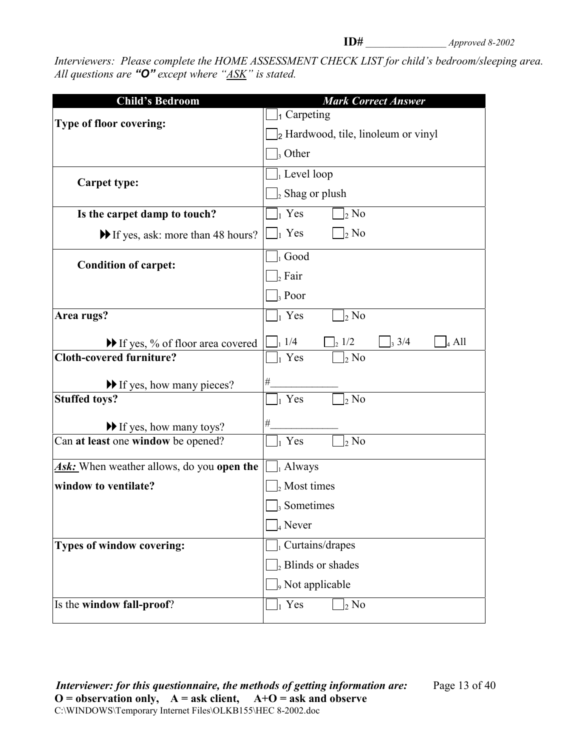**ID#** ________________ *Approved 8-2002*

*Interviewers: Please complete the HOME ASSESSMENT CHECK LIST for child's bedroom/sleeping area. All questions are **"O"** except where "ASK" is stated.*

| Child's Bedroom | *Mark Correct Answer* |
|---|---|
| **Type of floor covering:** | ☐1 Carpeting<br>☐2 Hardwood, tile, linoleum or vinyl<br>☐3 Other |
| **Carpet type:** | ☐1 Level loop<br>☐2 Shag or plush |
| **Is the carpet damp to touch?** | ☐1 Yes ☐2 No |
| ▶▶ If yes, ask: more than 48 hours? | ☐1 Yes ☐2 No |
| **Condition of carpet:** | ☐1 Good<br>☐2 Fair<br>☐3 Poor |
| **Area rugs?** | ☐1 Yes ☐2 No |
| ▶▶ If yes, % of floor area covered | ☐1 1/4 ☐2 1/2 ☐3 3/4 ☐4 All |
| **Cloth-covered furniture?** | ☐1 Yes ☐2 No |
| ▶▶ If yes, how many pieces? | #____________ |
| **Stuffed toys?** | ☐1 Yes ☐2 No |
| ▶▶ If yes, how many toys? | #____________ |
| Can **at least** one **window** be opened? | ☐1 Yes ☐2 No |
| ***Ask:*** When weather allows, do you **open the window to ventilate?** | ☐1 Always<br>☐2 Most times<br>☐3 Sometimes<br>☐4 Never |
| **Types of window covering:** | ☐1 Curtains/drapes<br>☐2 Blinds or shades<br>☐9 Not applicable |
| Is the **window fall-proof**? | ☐1 Yes ☐2 No |

***Interviewer: for this questionnaire, the methods of getting information are:***
**O = observation only, A = ask client, A+O = ask and observe**
C:\WINDOWS\Temporary Internet Files\OLKB155\HEC 8-2002.doc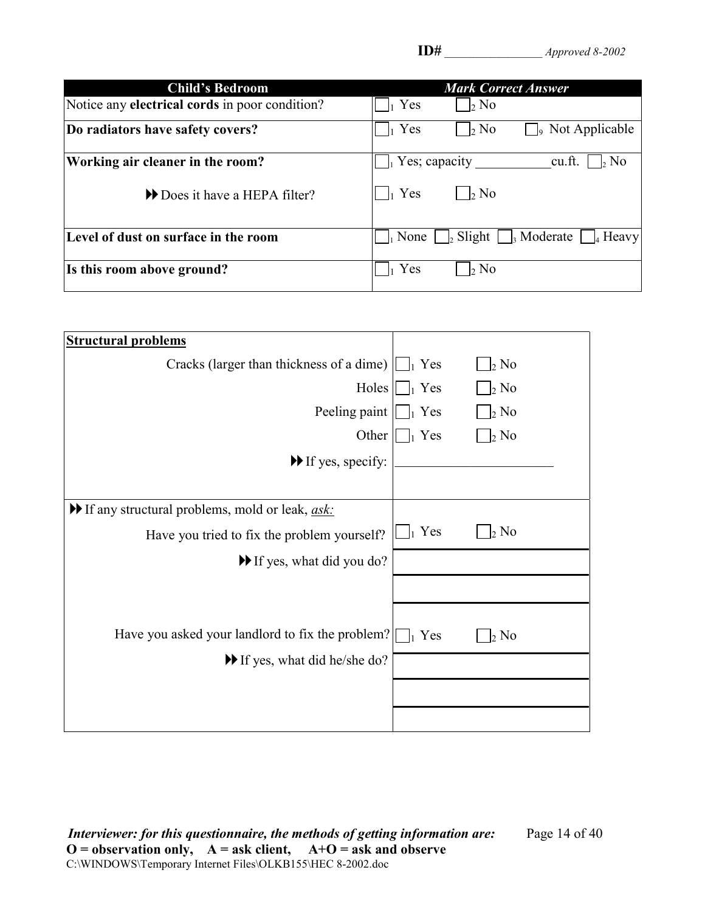**ID#** ________________ *Approved 8-2002*

| Child's Bedroom | *Mark Correct Answer* |
|---|---|
| Notice any **electrical cords** in poor condition? | ☐1 Yes ☐2 No |
| **Do radiators have safety covers?** | ☐1 Yes ☐2 No ☐9 Not Applicable |
| **Working air cleaner in the room?** | ☐1 Yes; capacity ___________cu.ft. ☐2 No |
| ▶▶ Does it have a HEPA filter? | ☐1 Yes ☐2 No |
| **Level of dust on surface in the room** | ☐1 None ☐2 Slight ☐3 Moderate ☐4 Heavy |
| **Is this room above ground?** | ☐1 Yes ☐2 No |

| **Structural problems** | |
|---|---|
| Cracks (larger than thickness of a dime) | ☐1 Yes ☐2 No |
| Holes | ☐1 Yes ☐2 No |
| Peeling paint | ☐1 Yes ☐2 No |
| Other | ☐1 Yes ☐2 No |
| ▶▶ If yes, specify: | _______________________ |
| ▶▶ If any structural problems, mold or leak, *ask:* | |
| Have you tried to fix the problem yourself? | ☐1 Yes ☐2 No |
| ▶▶ If yes, what did you do? | |
| | |
| Have you asked your landlord to fix the problem? | ☐1 Yes ☐2 No |
| ▶▶ If yes, what did he/she do? | |
| | |

***Interviewer: for this questionnaire, the methods of getting information are:***
**O = observation only, A = ask client, A+O = ask and observe**
C:\WINDOWS\Temporary Internet Files\OLKB155\HEC 8-2002.doc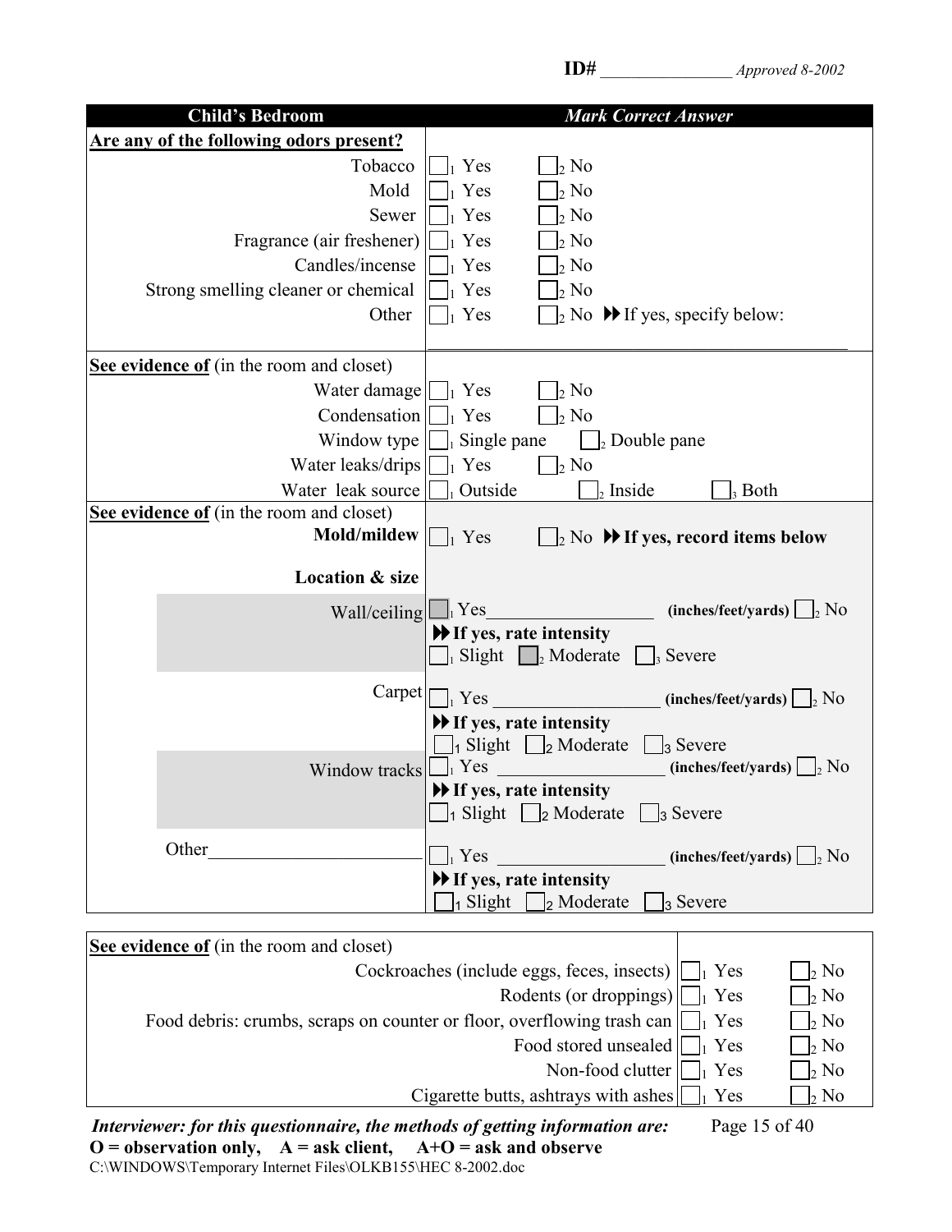**ID#** _______________ *Approved 8-2002*

| **Child's Bedroom** | ***Mark Correct Answer*** |
|---|---|
| **Are any of the following odors present?** | |
| Tobacco | ☐1 Yes ☐2 No |
| Mold | ☐1 Yes ☐2 No |
| Sewer | ☐1 Yes ☐2 No |
| Fragrance (air freshener) | ☐1 Yes ☐2 No |
| Candles/incense | ☐1 Yes ☐2 No |
| Strong smelling cleaner or chemical | ☐1 Yes ☐2 No |
| Other | ☐1 Yes ☐2 No ▶▶ If yes, specify below: ________________________________ |
| **See evidence of** (in the room and closet) | |
| Water damage | ☐1 Yes ☐2 No |
| Condensation | ☐1 Yes ☐2 No |
| Window type | ☐1 Single pane ☐2 Double pane |
| Water leaks/drips | ☐1 Yes ☐2 No |
| Water leak source | ☐1 Outside ☐2 Inside ☐3 Both |
| **See evidence of** (in the room and closet) | |
| **Mold/mildew** | ☐1 Yes ☐2 No ▶▶ **If yes, record items below** |
| **Location & size** | |
| Wall/ceiling | ☐1 Yes__________________ **(inches/feet/yards)** ☐2 No<br>▶▶ **If yes, rate intensity**<br>☐1 Slight ☐2 Moderate ☐3 Severe |
| Carpet | ☐1 Yes __________________ **(inches/feet/yards)** ☐2 No<br>▶▶ **If yes, rate intensity**<br>☐1 Slight ☐2 Moderate ☐3 Severe |
| Window tracks | ☐1 Yes __________________ **(inches/feet/yards)** ☐2 No<br>▶▶ **If yes, rate intensity**<br>☐1 Slight ☐2 Moderate ☐3 Severe |
| Other______________________ | ☐1 Yes __________________ **(inches/feet/yards)** ☐2 No<br>▶▶ **If yes, rate intensity**<br>☐1 Slight ☐2 Moderate ☐3 Severe |

| **See evidence of** (in the room and closet) | | |
|---|---|---|
| Cockroaches (include eggs, feces, insects) | ☐1 Yes | ☐2 No |
| Rodents (or droppings) | ☐1 Yes | ☐2 No |
| Food debris: crumbs, scraps on counter or floor, overflowing trash can | ☐1 Yes | ☐2 No |
| Food stored unsealed | ☐1 Yes | ☐2 No |
| Non-food clutter | ☐1 Yes | ☐2 No |
| Cigarette butts, ashtrays with ashes | ☐1 Yes | ☐2 No |

***Interviewer: for this questionnaire, the methods of getting information are:***
**O = observation only, A = ask client, A+O = ask and observe**

C:\WINDOWS\Temporary Internet Files\OLKB155\HEC 8-2002.doc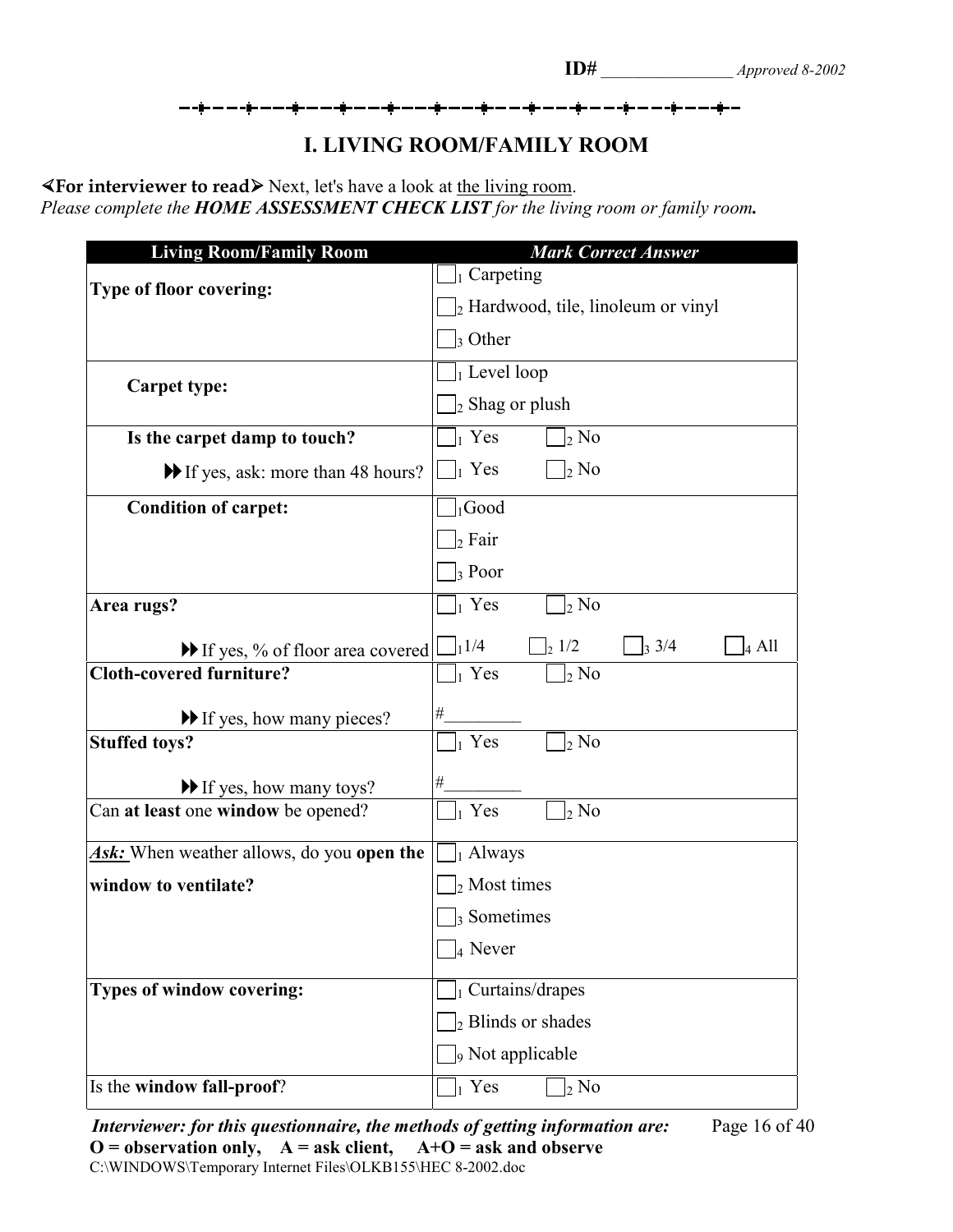**ID#** ________________ *Approved 8-2002*

## I. LIVING ROOM/FAMILY ROOM

**<For interviewer to read>** Next, let's have a look at the living room.
*Please complete the **HOME ASSESSMENT CHECK LIST** for the living room or family room.*

| Living Room/Family Room | *Mark Correct Answer* |
|---|---|
| **Type of floor covering:** | ☐1 Carpeting<br>☐2 Hardwood, tile, linoleum or vinyl<br>☐3 Other |
| **Carpet type:** | ☐1 Level loop<br>☐2 Shag or plush |
| **Is the carpet damp to touch?** | ☐1 Yes ☐2 No |
| ▶▶ If yes, ask: more than 48 hours? | ☐1 Yes ☐2 No |
| **Condition of carpet:** | ☐1 Good<br>☐2 Fair<br>☐3 Poor |
| **Area rugs?** | ☐1 Yes ☐2 No |
| ▶▶ If yes, % of floor area covered | ☐1 1/4 ☐2 1/2 ☐3 3/4 ☐4 All |
| **Cloth-covered furniture?** | ☐1 Yes ☐2 No |
| ▶▶ If yes, how many pieces? | #________ |
| **Stuffed toys?** | ☐1 Yes ☐2 No |
| ▶▶ If yes, how many toys? | #________ |
| Can **at least** one **window** be opened? | ☐1 Yes ☐2 No |
| ***Ask:*** When weather allows, do you **open the window to ventilate?** | ☐1 Always<br>☐2 Most times<br>☐3 Sometimes<br>☐4 Never |
| **Types of window covering:** | ☐1 Curtains/drapes<br>☐2 Blinds or shades<br>☐9 Not applicable |
| Is the **window fall-proof**? | ☐1 Yes ☐2 No |

***Interviewer: for this questionnaire, the methods of getting information are:***
**O = observation only, A = ask client, A+O = ask and observe**

C:\WINDOWS\Temporary Internet Files\OLKB155\HEC 8-2002.doc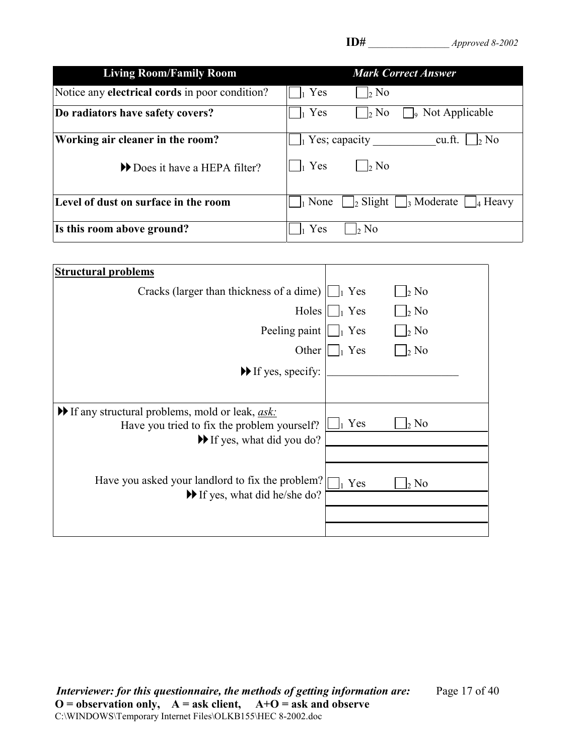**ID#** ________________ *Approved 8-2002*

| Living Room/Family Room | *Mark Correct Answer* |
|---|---|
| Notice any **electrical cords** in poor condition? | ☐1 Yes ☐2 No |
| **Do radiators have safety covers?** | ☐1 Yes ☐2 No ☐9 Not Applicable |
| **Working air cleaner in the room?** | ☐1 Yes; capacity ___________cu.ft. ☐2 No |
| ▶▶ Does it have a HEPA filter? | ☐1 Yes ☐2 No |
| **Level of dust on surface in the room** | ☐1 None ☐2 Slight ☐3 Moderate ☐4 Heavy |
| **Is this room above ground?** | ☐1 Yes ☐2 No |

| **Structural problems** | |
|---|---|
| Cracks (larger than thickness of a dime) | ☐1 Yes ☐2 No |
| Holes | ☐1 Yes ☐2 No |
| Peeling paint | ☐1 Yes ☐2 No |
| Other | ☐1 Yes ☐2 No |
| ▶▶ If yes, specify: | _______________________ |
| ▶▶ If any structural problems, mold or leak, *ask:* Have you tried to fix the problem yourself? | ☐1 Yes ☐2 No |
| ▶▶ If yes, what did you do? | _______________________ |
| Have you asked your landlord to fix the problem? | ☐1 Yes ☐2 No |
| ▶▶ If yes, what did he/she do? | _______________________ |

***Interviewer: for this questionnaire, the methods of getting information are:***
**O = observation only, A = ask client, A+O = ask and observe**
C:\WINDOWS\Temporary Internet Files\OLKB155\HEC 8-2002.doc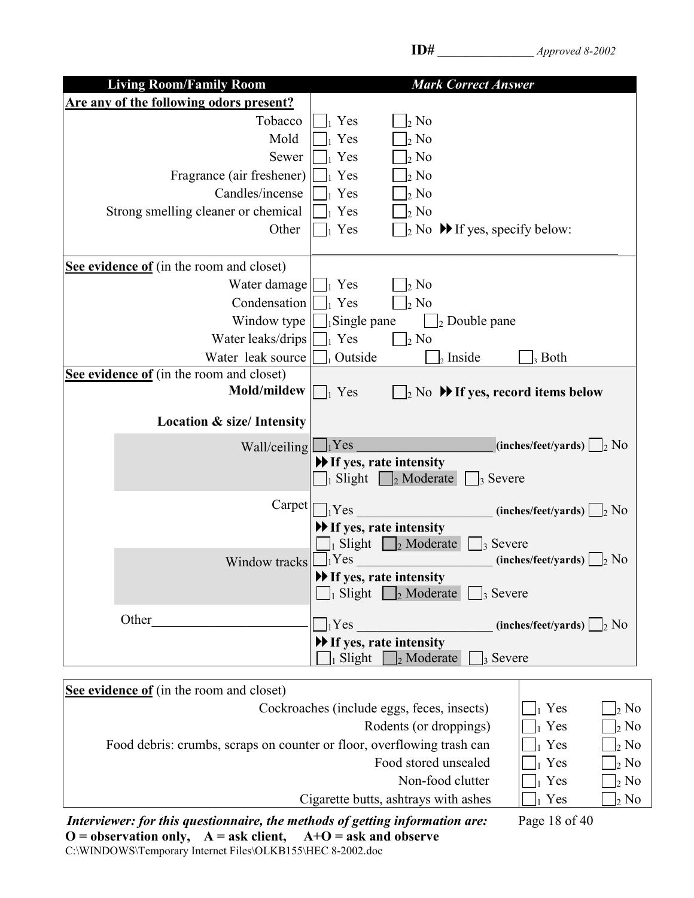ID# ________________ *Approved 8-2002*

| Living Room/Family Room | *Mark Correct Answer* |
|---|---|
| **Are any of the following odors present?** | |
| Tobacco | ☐1 Yes ☐2 No |
| Mold | ☐1 Yes ☐2 No |
| Sewer | ☐1 Yes ☐2 No |
| Fragrance (air freshener) | ☐1 Yes ☐2 No |
| Candles/incense | ☐1 Yes ☐2 No |
| Strong smelling cleaner or chemical | ☐1 Yes ☐2 No |
| Other | ☐1 Yes ☐2 No ▶▶ If yes, specify below: ______________________________ |
| **See evidence of** (in the room and closet) | |
| Water damage | ☐1 Yes ☐2 No |
| Condensation | ☐1 Yes ☐2 No |
| Window type | ☐1 Single pane ☐2 Double pane |
| Water leaks/drips | ☐1 Yes ☐2 No |
| Water leak source | ☐1 Outside ☐2 Inside ☐3 Both |
| **See evidence of** (in the room and closet) **Mold/mildew** | ☐1 Yes ☐2 No ▶▶ **If yes, record items below** |
| **Location & size/ Intensity** | |
| Wall/ceiling | ☐1 Yes ____________ **(inches/feet/yards)** ☐2 No<br>▶▶ **If yes, rate intensity**<br>☐1 Slight ☐2 Moderate ☐3 Severe |
| Carpet | ☐1 Yes ____________ **(inches/feet/yards)** ☐2 No<br>▶▶ **If yes, rate intensity**<br>☐1 Slight ☐2 Moderate ☐3 Severe |
| Window tracks | ☐1 Yes ____________ **(inches/feet/yards)** ☐2 No<br>▶▶ **If yes, rate intensity**<br>☐1 Slight ☐2 Moderate ☐3 Severe |
| Other ______________________ | ☐1 Yes ____________ **(inches/feet/yards)** ☐2 No<br>▶▶ **If yes, rate intensity**<br>☐1 Slight ☐2 Moderate ☐3 Severe |

| **See evidence of** (in the room and closet) | | |
|---|---|---|
| Cockroaches (include eggs, feces, insects) | ☐1 Yes | ☐2 No |
| Rodents (or droppings) | ☐1 Yes | ☐2 No |
| Food debris: crumbs, scraps on counter or floor, overflowing trash can | ☐1 Yes | ☐2 No |
| Food stored unsealed | ☐1 Yes | ☐2 No |
| Non-food clutter | ☐1 Yes | ☐2 No |
| Cigarette butts, ashtrays with ashes | ☐1 Yes | ☐2 No |

***Interviewer: for this questionnaire, the methods of getting information are:***
**O = observation only, A = ask client, A+O = ask and observe**

C:\WINDOWS\Temporary Internet Files\OLKB155\HEC 8-2002.doc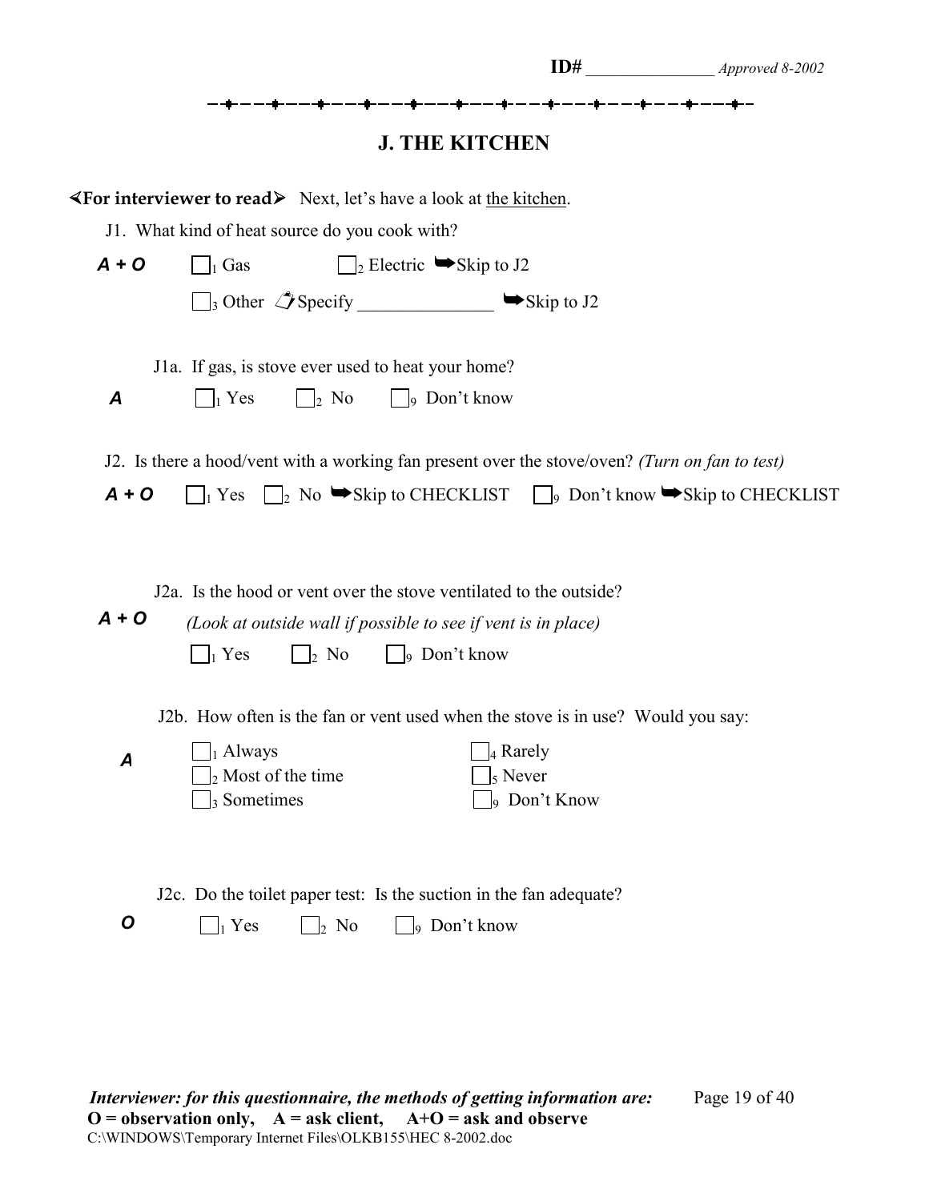ID# ________________ *Approved 8-2002*

## J. THE KITCHEN

**⮜For interviewer to read⮞** Next, let's have a look at the kitchen.

J1. What kind of heat source do you cook with?

***A + O*** ☐1 Gas ☐2 Electric ➥Skip to J2

☐3 Other ✍Specify _______________ ➥Skip to J2

J1a. If gas, is stove ever used to heat your home?

***A*** ☐1 Yes ☐2 No ☐9 Don't know

J2. Is there a hood/vent with a working fan present over the stove/oven? *(Turn on fan to test)*

***A + O*** ☐1 Yes ☐2 No ➥Skip to CHECKLIST ☐9 Don't know ➥Skip to CHECKLIST

J2a. Is the hood or vent over the stove ventilated to the outside?

***A + O*** *(Look at outside wall if possible to see if vent is in place)*

☐1 Yes ☐2 No ☐9 Don't know

J2b. How often is the fan or vent used when the stove is in use? Would you say:

***A***

☐1 Always ☐4 Rarely
☐2 Most of the time ☐5 Never
☐3 Sometimes ☐9 Don't Know

J2c. Do the toilet paper test: Is the suction in the fan adequate?

***O*** ☐1 Yes ☐2 No ☐9 Don't know

***Interviewer: for this questionnaire, the methods of getting information are:***
**O = observation only, A = ask client, A+O = ask and observe**
C:\WINDOWS\Temporary Internet Files\OLKB155\HEC 8-2002.doc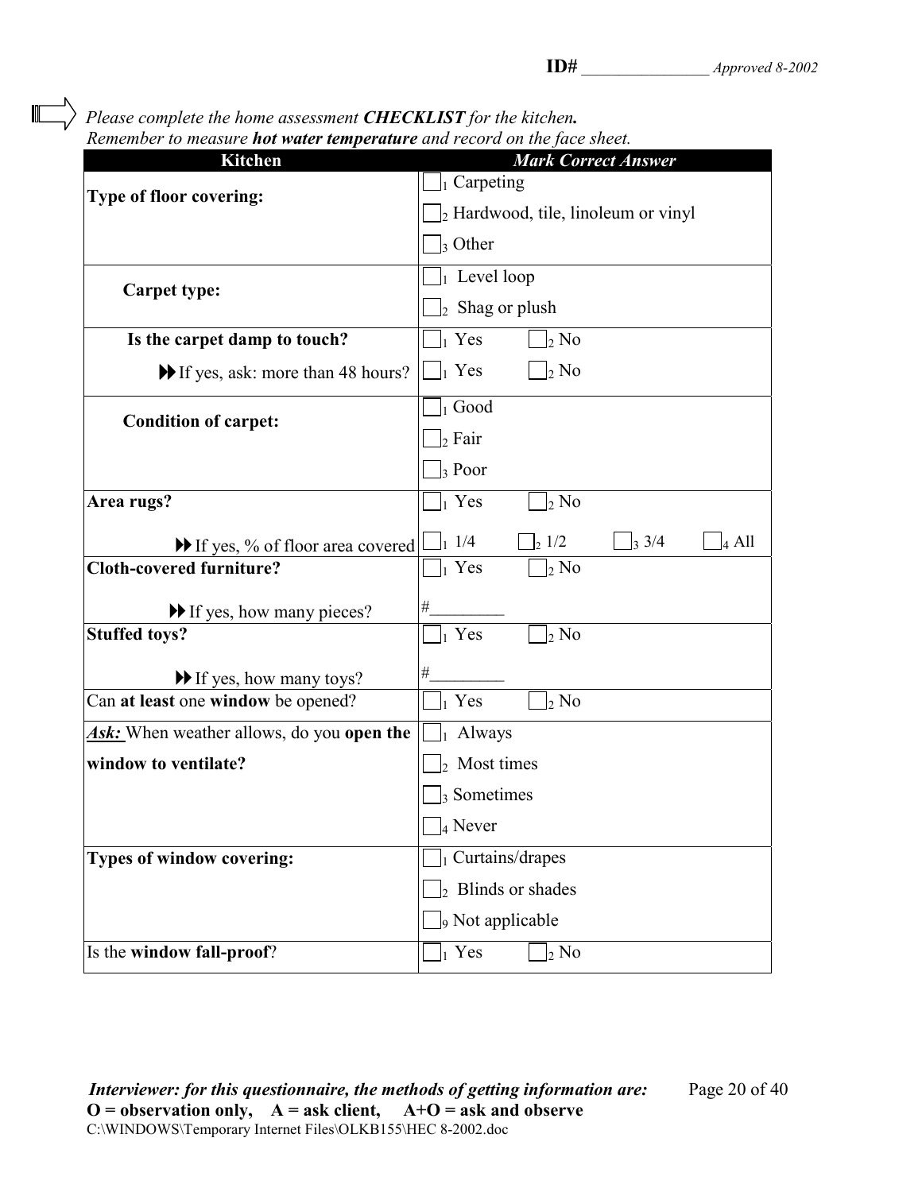ID# ________________ *Approved 8-2002*

*Please complete the home assessment* ***CHECKLIST*** *for the kitchen.*
*Remember to measure* ***hot water temperature*** *and record on the face sheet.*

| Kitchen | *Mark Correct Answer* |
|---|---|
| **Type of floor covering:** | ☐1 Carpeting<br>☐2 Hardwood, tile, linoleum or vinyl<br>☐3 Other |
| **Carpet type:** | ☐1 Level loop<br>☐2 Shag or plush |
| **Is the carpet damp to touch?** | ☐1 Yes ☐2 No |
| ▶▶ If yes, ask: more than 48 hours? | ☐1 Yes ☐2 No |
| **Condition of carpet:** | ☐1 Good<br>☐2 Fair<br>☐3 Poor |
| **Area rugs?** | ☐1 Yes ☐2 No |
| ▶▶ If yes, % of floor area covered | ☐1 1/4 ☐2 1/2 ☐3 3/4 ☐4 All |
| **Cloth-covered furniture?** | ☐1 Yes ☐2 No |
| ▶▶ If yes, how many pieces? | #_________ |
| **Stuffed toys?** | ☐1 Yes ☐2 No |
| ▶▶ If yes, how many toys? | #_________ |
| Can **at least** one **window** be opened? | ☐1 Yes ☐2 No |
| ***Ask:*** When weather allows, do you **open the window to ventilate?** | ☐1 Always<br>☐2 Most times<br>☐3 Sometimes<br>☐4 Never |
| **Types of window covering:** | ☐1 Curtains/drapes<br>☐2 Blinds or shades<br>☐9 Not applicable |
| Is the **window fall-proof**? | ☐1 Yes ☐2 No |

***Interviewer: for this questionnaire, the methods of getting information are:***
**O = observation only, A = ask client, A+O = ask and observe**
C:\WINDOWS\Temporary Internet Files\OLKB155\HEC 8-2002.doc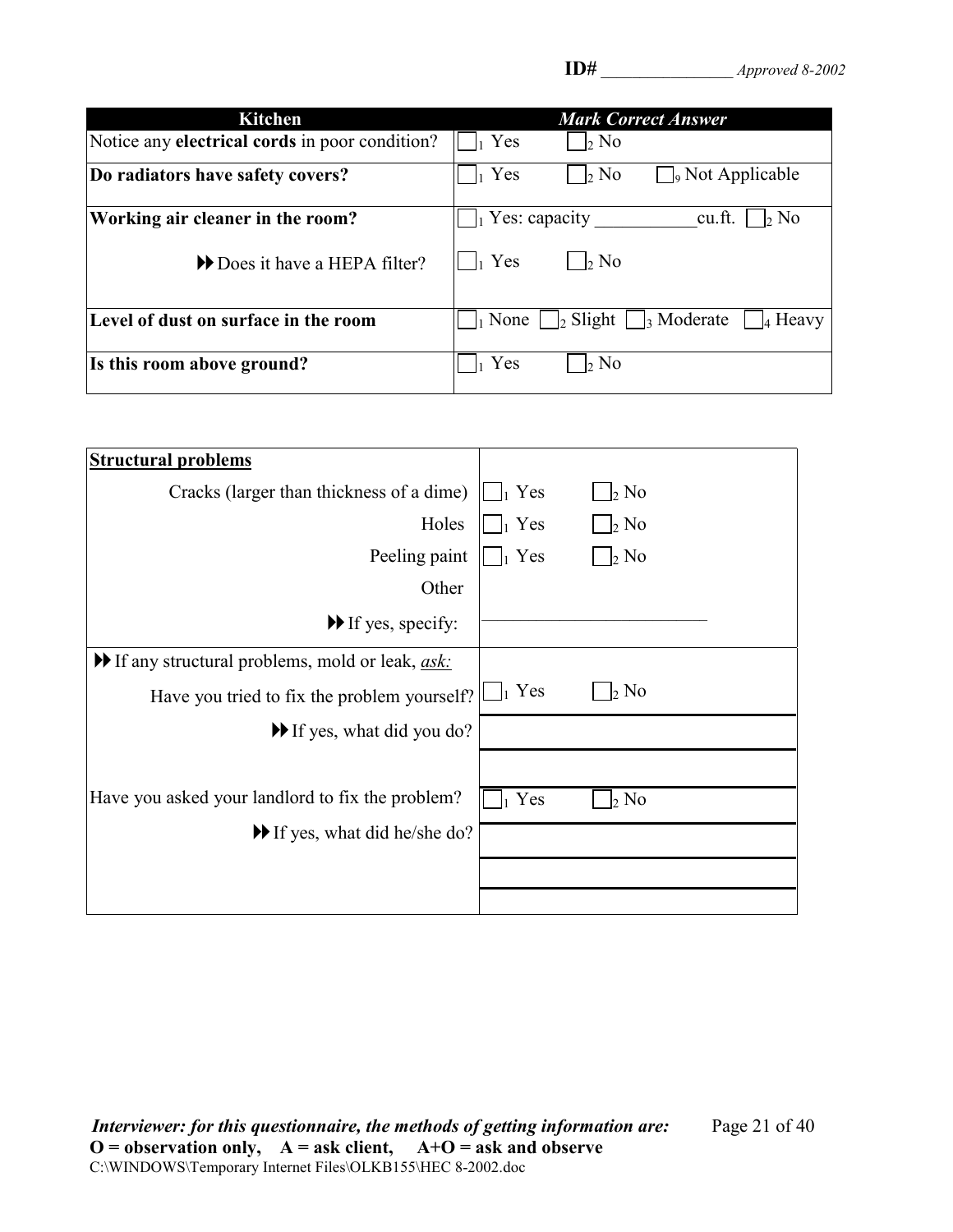ID# ________________ *Approved 8-2002*

| Kitchen | *Mark Correct Answer* |
| --- | --- |
| Notice any **electrical cords** in poor condition? | ☐1 Yes ☐2 No |
| **Do radiators have safety covers?** | ☐1 Yes ☐2 No ☐9 Not Applicable |
| **Working air cleaner in the room?** | ☐1 Yes: capacity ___________cu.ft. ☐2 No |
| ⏩ Does it have a HEPA filter? | ☐1 Yes ☐2 No |
| **Level of dust on surface in the room** | ☐1 None ☐2 Slight ☐3 Moderate ☐4 Heavy |
| **Is this room above ground?** | ☐1 Yes ☐2 No |

| **Structural problems** | |
| --- | --- |
| Cracks (larger than thickness of a dime) | ☐1 Yes ☐2 No |
| Holes | ☐1 Yes ☐2 No |
| Peeling paint | ☐1 Yes ☐2 No |
| Other | |
| ⏩ If yes, specify: | ___________________________ |
| ⏩ If any structural problems, mold or leak, *ask:* | |
| Have you tried to fix the problem yourself? | ☐1 Yes ☐2 No |
| ⏩ If yes, what did you do? | |
| | |
| Have you asked your landlord to fix the problem? | ☐1 Yes ☐2 No |
| ⏩ If yes, what did he/she do? | |
| | |
| | |

***Interviewer: for this questionnaire, the methods of getting information are:***
**O = observation only, A = ask client, A+O = ask and observe**
C:\WINDOWS\Temporary Internet Files\OLKB155\HEC 8-2002.doc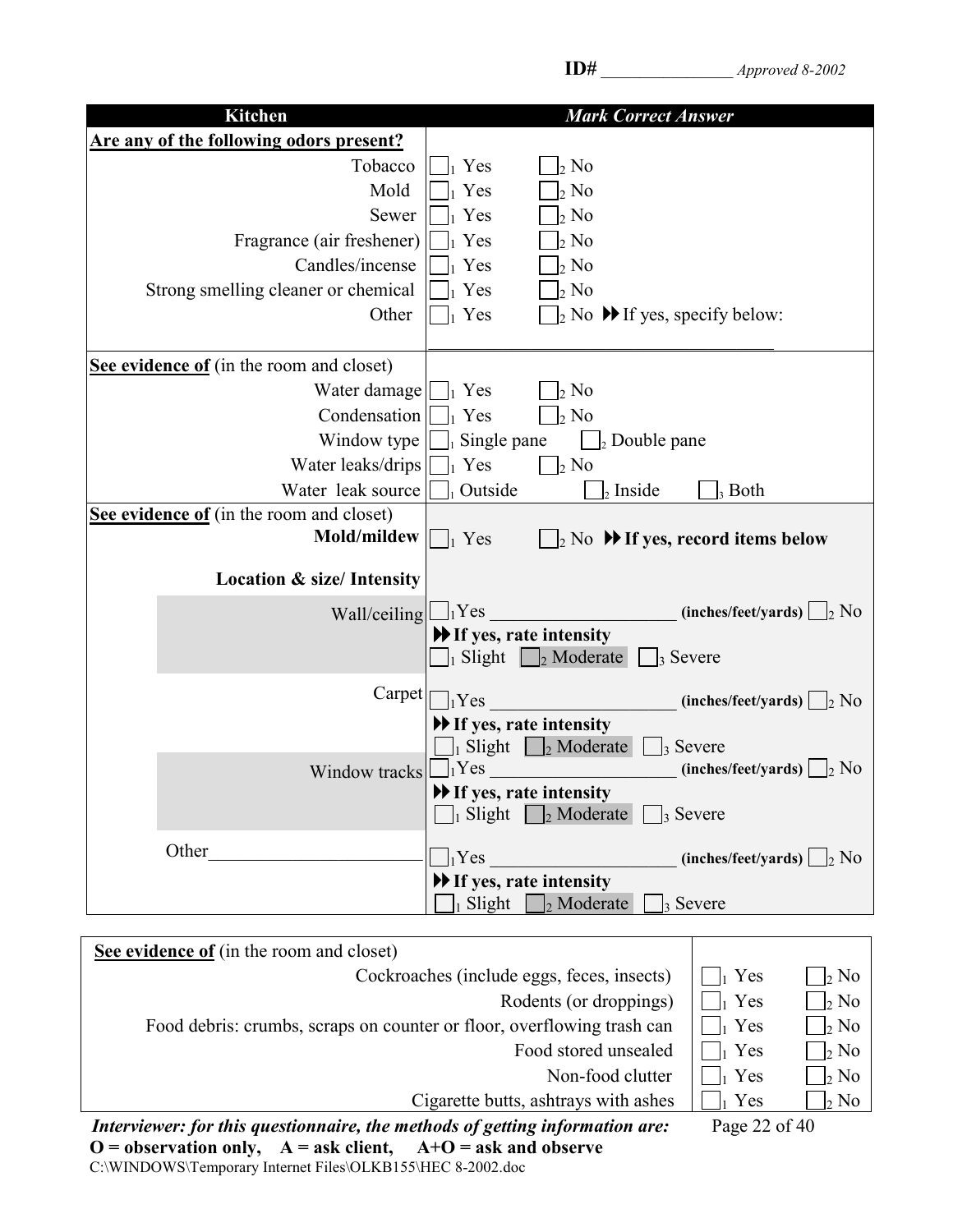**ID#** _______________ *Approved 8-2002*

| Kitchen | *Mark Correct Answer* | | |
|---|---|---|---|
| **Are any of the following odors present?** | | | |
| Tobacco | ☐1 Yes | ☐2 No | |
| Mold | ☐1 Yes | ☐2 No | |
| Sewer | ☐1 Yes | ☐2 No | |
| Fragrance (air freshener) | ☐1 Yes | ☐2 No | |
| Candles/incense | ☐1 Yes | ☐2 No | |
| Strong smelling cleaner or chemical | ☐1 Yes | ☐2 No | |
| Other | ☐1 Yes | ☐2 No ▶▶ If yes, specify below: | |
| | _______________________________________ | | |
| **See evidence of** (in the room and closet) | | | |
| Water damage | ☐1 Yes | ☐2 No | |
| Condensation | ☐1 Yes | ☐2 No | |
| Window type | ☐1 Single pane | ☐2 Double pane | |
| Water leaks/drips | ☐1 Yes | ☐2 No | |
| Water leak source | ☐1 Outside | ☐2 Inside | ☐3 Both |
| **See evidence of** (in the room and closet) | | | |
| **Mold/mildew** | ☐1 Yes | ☐2 No ▶▶ **If yes, record items below** | |
| **Location & size/ Intensity** | | | |
| Wall/ceiling | ☐1 Yes ____________________ **(inches/feet/yards)** ☐2 No | | |
| | ▶▶ **If yes, rate intensity** | | |
| | ☐1 Slight | ☐2 Moderate | ☐3 Severe |
| Carpet | ☐1 Yes ____________________ **(inches/feet/yards)** ☐2 No | | |
| | ▶▶ **If yes, rate intensity** | | |
| | ☐1 Slight | ☐2 Moderate | ☐3 Severe |
| Window tracks | ☐1 Yes ____________________ **(inches/feet/yards)** ☐2 No | | |
| | ▶▶ **If yes, rate intensity** | | |
| | ☐1 Slight | ☐2 Moderate | ☐3 Severe |
| Other______________________ | ☐1 Yes ____________________ **(inches/feet/yards)** ☐2 No | | |
| | ▶▶ **If yes, rate intensity** | | |
| | ☐1 Slight | ☐2 Moderate | ☐3 Severe |

| **See evidence of** (in the room and closet) | | |
|---|---|---|
| Cockroaches (include eggs, feces, insects) | ☐1 Yes | ☐2 No |
| Rodents (or droppings) | ☐1 Yes | ☐2 No |
| Food debris: crumbs, scraps on counter or floor, overflowing trash can | ☐1 Yes | ☐2 No |
| Food stored unsealed | ☐1 Yes | ☐2 No |
| Non-food clutter | ☐1 Yes | ☐2 No |
| Cigarette butts, ashtrays with ashes | ☐1 Yes | ☐2 No |

***Interviewer: for this questionnaire, the methods of getting information are:***
**O = observation only, A = ask client, A+O = ask and observe**

C:\WINDOWS\Temporary Internet Files\OLKB155\HEC 8-2002.doc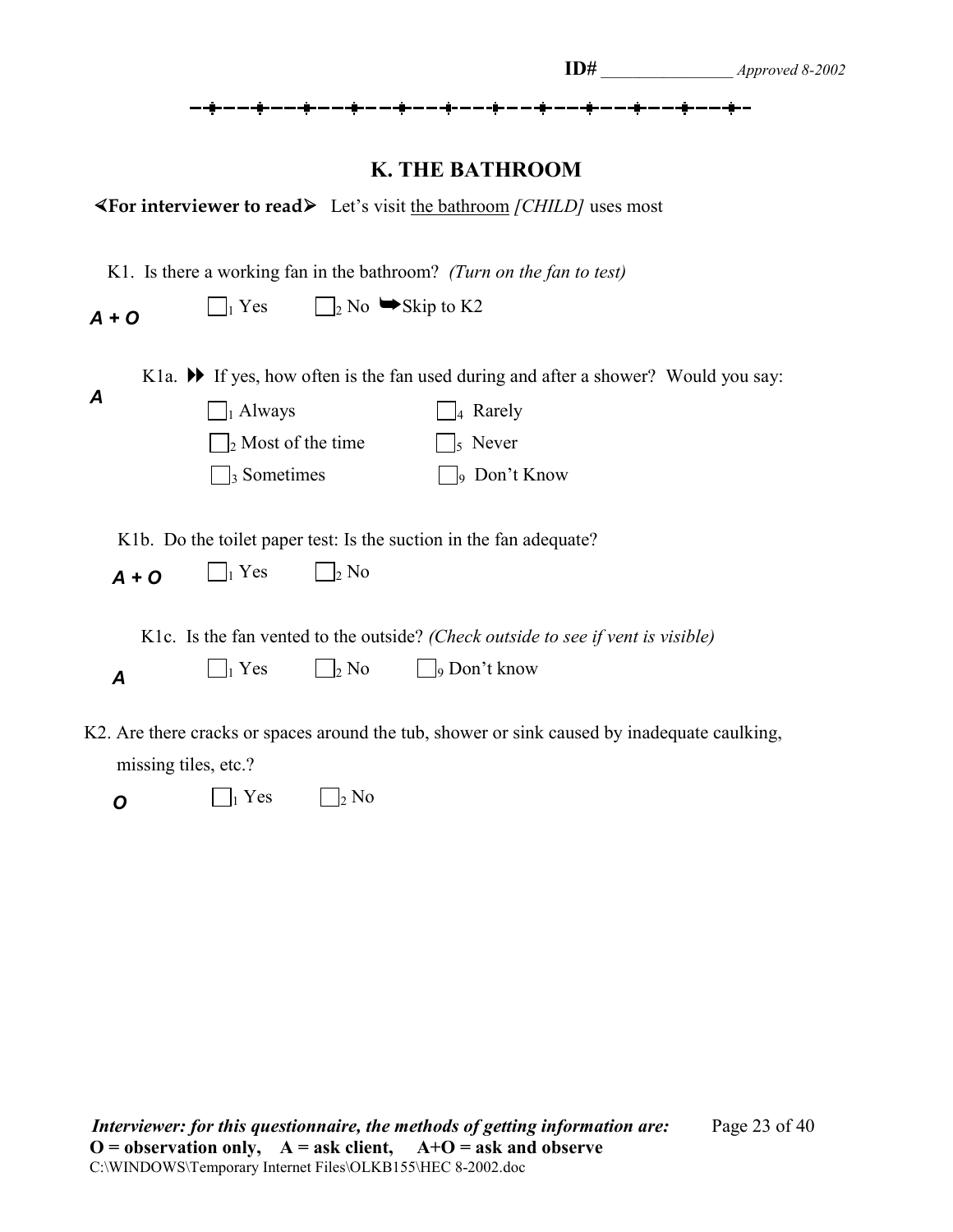**ID#** ________________ *Approved 8-2002*

## K. THE BATHROOM

**⋖For interviewer to read⋗** Let's visit the bathroom *[CHILD]* uses most

K1. Is there a working fan in the bathroom? *(Turn on the fan to test)*

***A + O*** ☐1 Yes ☐2 No ➥Skip to K2

K1a. ▶▶ If yes, how often is the fan used during and after a shower? Would you say:

***A***

☐1 Always
☐2 Most of the time
☐3 Sometimes
☐4 Rarely
☐5 Never
☐9 Don't Know

K1b. Do the toilet paper test: Is the suction in the fan adequate?

***A + O*** ☐1 Yes ☐2 No

K1c. Is the fan vented to the outside? *(Check outside to see if vent is visible)*

***A*** ☐1 Yes ☐2 No ☐9 Don't know

K2. Are there cracks or spaces around the tub, shower or sink caused by inadequate caulking, missing tiles, etc.?

***O*** ☐1 Yes ☐2 No

***Interviewer: for this questionnaire, the methods of getting information are:***
**O = observation only, A = ask client, A+O = ask and observe**

C:\WINDOWS\Temporary Internet Files\OLKB155\HEC 8-2002.doc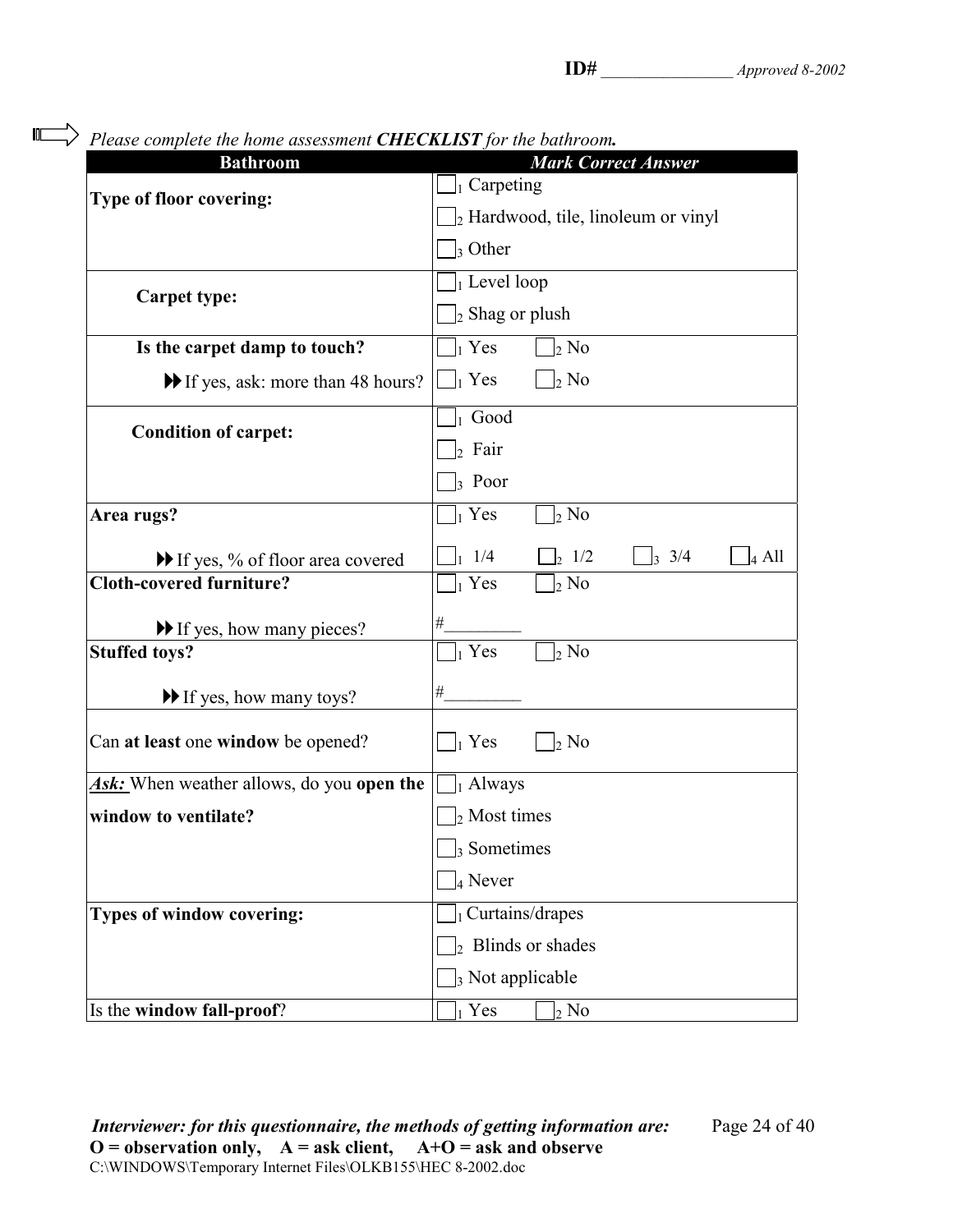ID# ________________ *Approved 8-2002*

*Please complete the home assessment **CHECKLIST** for the bathroom.*

| **Bathroom** | ***Mark Correct Answer*** |
|---|---|
| **Type of floor covering:** | ☐1 Carpeting<br>☐2 Hardwood, tile, linoleum or vinyl<br>☐3 Other |
| **Carpet type:** | ☐1 Level loop<br>☐2 Shag or plush |
| **Is the carpet damp to touch?** | ☐1 Yes ☐2 No |
| ▶▶ If yes, ask: more than 48 hours? | ☐1 Yes ☐2 No |
| **Condition of carpet:** | ☐1 Good<br>☐2 Fair<br>☐3 Poor |
| **Area rugs?** | ☐1 Yes ☐2 No |
| ▶▶ If yes, % of floor area covered | ☐1 1/4 ☐2 1/2 ☐3 3/4 ☐4 All |
| **Cloth-covered furniture?** | ☐1 Yes ☐2 No |
| ▶▶ If yes, how many pieces? | #________ |
| **Stuffed toys?** | ☐1 Yes ☐2 No |
| ▶▶ If yes, how many toys? | #________ |
| Can **at least** one **window** be opened? | ☐1 Yes ☐2 No |
| ***Ask:*** When weather allows, do you **open the window to ventilate?** | ☐1 Always<br>☐2 Most times<br>☐3 Sometimes<br>☐4 Never |
| **Types of window covering:** | ☐1 Curtains/drapes<br>☐2 Blinds or shades<br>☐3 Not applicable |
| Is the **window fall-proof**? | ☐1 Yes ☐2 No |

***Interviewer: for this questionnaire, the methods of getting information are:***
**O = observation only, A = ask client, A+O = ask and observe**

C:\WINDOWS\Temporary Internet Files\OLKB155\HEC 8-2002.doc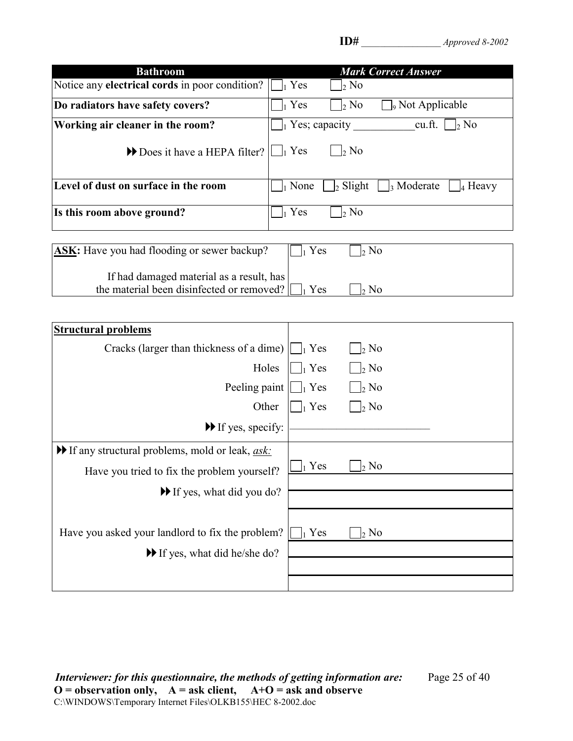**ID#** ________________ *Approved 8-2002*

| **Bathroom** | ***Mark Correct Answer*** |
|---|---|
| Notice any **electrical cords** in poor condition? | ☐1 Yes ☐2 No |
| **Do radiators have safety covers?** | ☐1 Yes ☐2 No ☐9 Not Applicable |
| **Working air cleaner in the room?** | ☐1 Yes; capacity ___________cu.ft. ☐2 No |
| ▶▶ Does it have a HEPA filter? | ☐1 Yes ☐2 No |
| **Level of dust on surface in the room** | ☐1 None ☐2 Slight ☐3 Moderate ☐4 Heavy |
| **Is this room above ground?** | ☐1 Yes ☐2 No |

| | |
|---|---|
| **ASK:** Have you had flooding or sewer backup? | ☐1 Yes ☐2 No |
| If had damaged material as a result, has the material been disinfected or removed? | ☐1 Yes ☐2 No |

| **Structural problems** | |
|---|---|
| Cracks (larger than thickness of a dime) | ☐1 Yes ☐2 No |
| Holes | ☐1 Yes ☐2 No |
| Peeling paint | ☐1 Yes ☐2 No |
| Other | ☐1 Yes ☐2 No |
| ▶▶ If yes, specify: | ___________________________ |
| ▶▶ If any structural problems, mold or leak, *ask:* | |
| Have you tried to fix the problem yourself? | ☐1 Yes ☐2 No |
| ▶▶ If yes, what did you do? | ___________________________ |
| Have you asked your landlord to fix the problem? | ☐1 Yes ☐2 No |
| ▶▶ If yes, what did he/she do? | ___________________________ |

***Interviewer: for this questionnaire, the methods of getting information are:***
**O = observation only, A = ask client, A+O = ask and observe**

C:\WINDOWS\Temporary Internet Files\OLKB155\HEC 8-2002.doc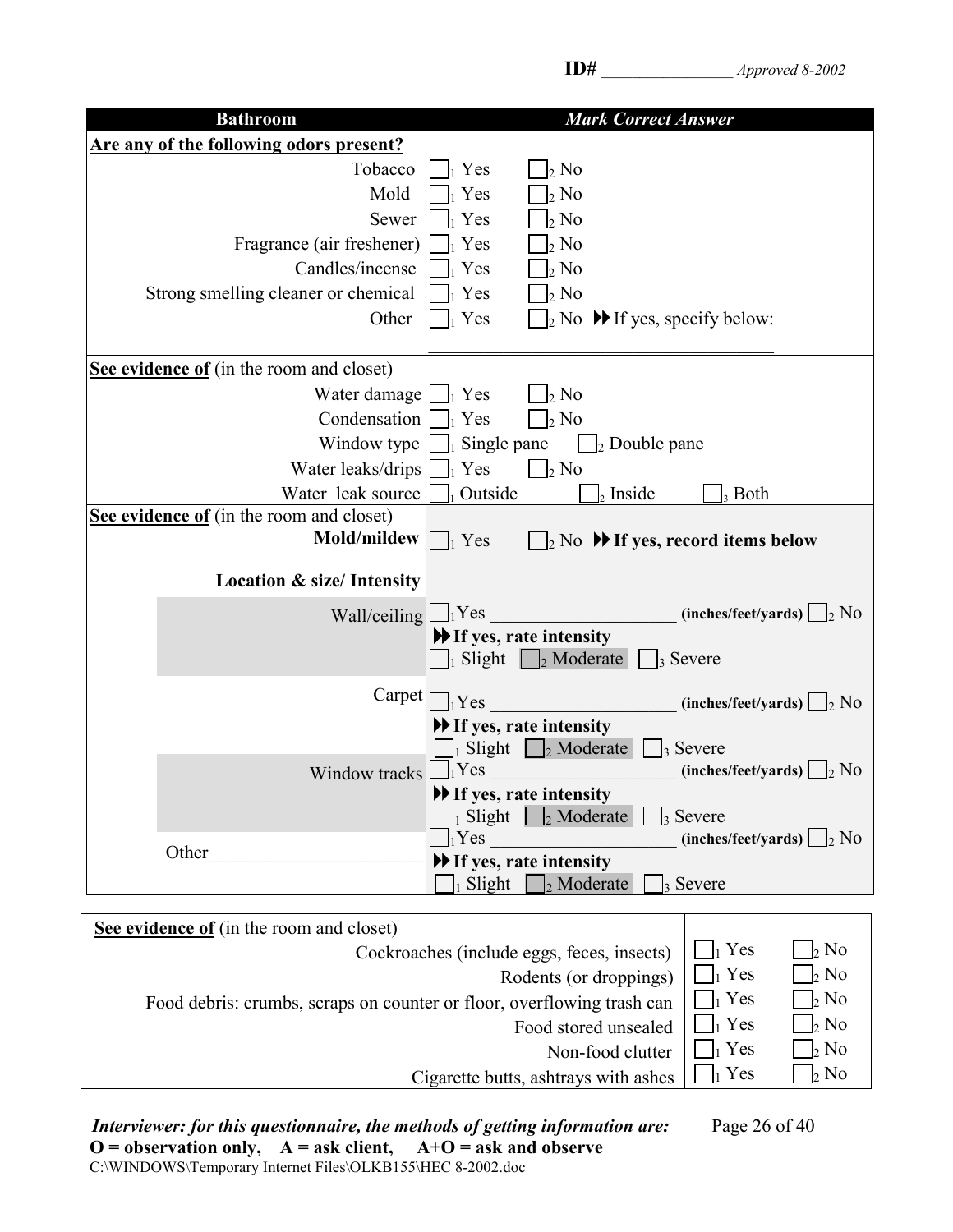**ID#** ________________ *Approved 8-2002*

| **Bathroom** | ***Mark Correct Answer*** |
|---|---|
| **Are any of the following odors present?** | |
| Tobacco | ☐1 Yes ☐2 No |
| Mold | ☐1 Yes ☐2 No |
| Sewer | ☐1 Yes ☐2 No |
| Fragrance (air freshener) | ☐1 Yes ☐2 No |
| Candles/incense | ☐1 Yes ☐2 No |
| Strong smelling cleaner or chemical | ☐1 Yes ☐2 No |
| Other | ☐1 Yes ☐2 No ▶▶ If yes, specify below: ________________________________________ |
| **See evidence of** (in the room and closet) | |
| Water damage | ☐1 Yes ☐2 No |
| Condensation | ☐1 Yes ☐2 No |
| Window type | ☐1 Single pane ☐2 Double pane |
| Water leaks/drips | ☐1 Yes ☐2 No |
| Water leak source | ☐1 Outside ☐2 Inside ☐3 Both |
| **See evidence of** (in the room and closet) | |
| **Mold/mildew** | ☐1 Yes ☐2 No ▶▶ **If yes, record items below** |
| **Location & size/ Intensity** | |
| Wall/ceiling | ☐1 Yes ____________________ **(inches/feet/yards)** ☐2 No ▶▶ **If yes, rate intensity** ☐1 Slight ☐2 Moderate ☐3 Severe |
| Carpet | ☐1 Yes ____________________ **(inches/feet/yards)** ☐2 No ▶▶ **If yes, rate intensity** ☐1 Slight ☐2 Moderate ☐3 Severe |
| Window tracks | ☐1 Yes ____________________ **(inches/feet/yards)** ☐2 No ▶▶ **If yes, rate intensity** ☐1 Slight ☐2 Moderate ☐3 Severe |
| Other______________________ | ☐1 Yes ____________________ **(inches/feet/yards)** ☐2 No ▶▶ **If yes, rate intensity** ☐1 Slight ☐2 Moderate ☐3 Severe |

| **See evidence of** (in the room and closet) | | |
|---|---|---|
| Cockroaches (include eggs, feces, insects) | ☐1 Yes | ☐2 No |
| Rodents (or droppings) | ☐1 Yes | ☐2 No |
| Food debris: crumbs, scraps on counter or floor, overflowing trash can | ☐1 Yes | ☐2 No |
| Food stored unsealed | ☐1 Yes | ☐2 No |
| Non-food clutter | ☐1 Yes | ☐2 No |
| Cigarette butts, ashtrays with ashes | ☐1 Yes | ☐2 No |

***Interviewer: for this questionnaire, the methods of getting information are:***
**O = observation only, A = ask client, A+O = ask and observe**
C:\WINDOWS\Temporary Internet Files\OLKB155\HEC 8-2002.doc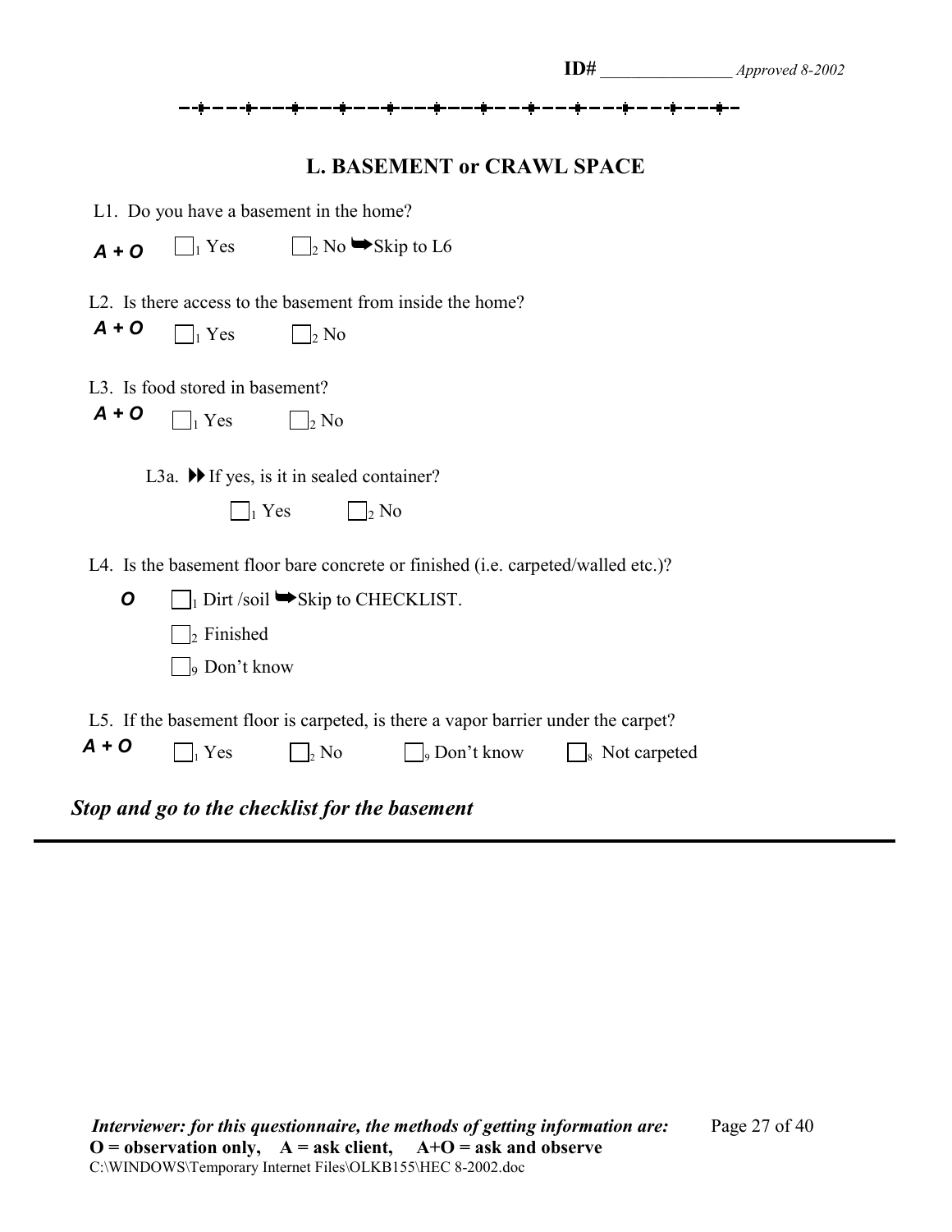ID# ________________ *Approved 8-2002*

## L. BASEMENT or CRAWL SPACE

L1. Do you have a basement in the home?

***A + O*** ☐1 Yes ☐2 No ➥Skip to L6

L2. Is there access to the basement from inside the home?

***A + O*** ☐1 Yes ☐2 No

L3. Is food stored in basement?

***A + O*** ☐1 Yes ☐2 No

L3a. ▶▶ If yes, is it in sealed container?

☐1 Yes ☐2 No

L4. Is the basement floor bare concrete or finished (i.e. carpeted/walled etc.)?

***O*** ☐1 Dirt /soil ➥Skip to CHECKLIST.

☐2 Finished

☐9 Don't know

L5. If the basement floor is carpeted, is there a vapor barrier under the carpet?

***A + O*** ☐1 Yes ☐2 No ☐9 Don't know ☐8 Not carpeted

***Stop and go to the checklist for the basement***

---

***Interviewer: for this questionnaire, the methods of getting information are:***
**O = observation only, A = ask client, A+O = ask and observe**
C:\WINDOWS\Temporary Internet Files\OLKB155\HEC 8-2002.doc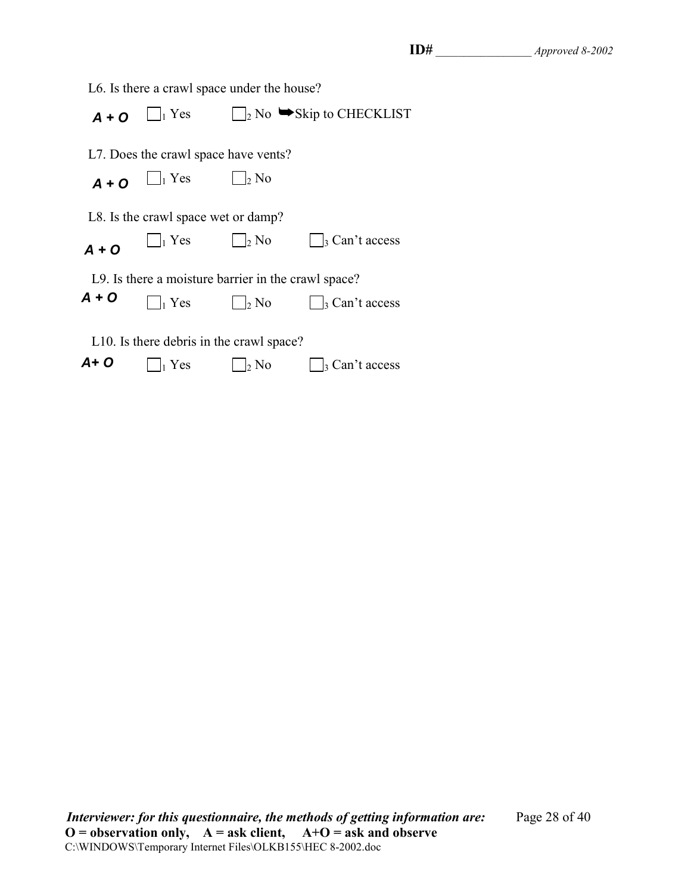L6. Is there a crawl space under the house?

***A + O*** ☐1 Yes ☐2 No ➥Skip to CHECKLIST

L7. Does the crawl space have vents?

***A + O*** ☐1 Yes ☐2 No

L8. Is the crawl space wet or damp?

***A + O*** ☐1 Yes ☐2 No ☐3 Can't access

L9. Is there a moisture barrier in the crawl space?

***A + O*** ☐1 Yes ☐2 No ☐3 Can't access

L10. Is there debris in the crawl space?

***A+ O*** ☐1 Yes ☐2 No ☐3 Can't access

***Interviewer: for this questionnaire, the methods of getting information are:***
**O = observation only, A = ask client, A+O = ask and observe**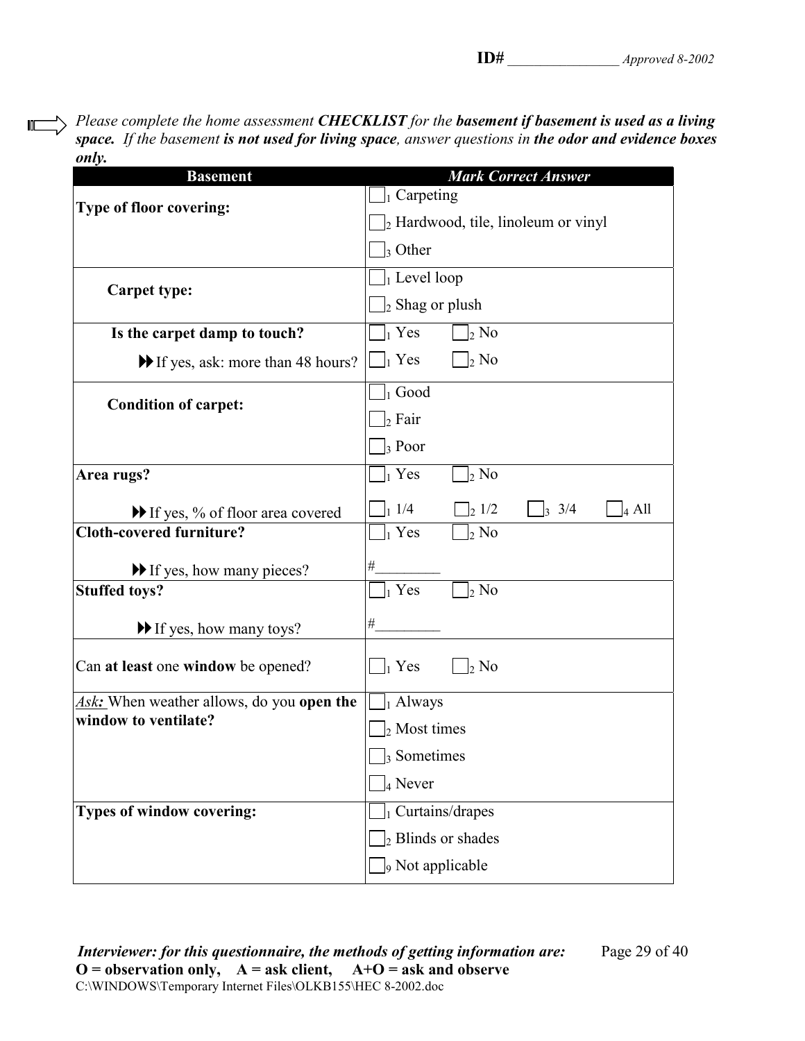ID# ________________ Approved 8-2002

*Please complete the home assessment* ***CHECKLIST*** *for the* ***basement if basement is used as a living space.*** *If the basement* ***is not used for living space****, answer questions in* ***the odor and evidence boxes only.***

| Basement | *Mark Correct Answer* |
|---|---|
| **Type of floor covering:** | ☐1 Carpeting<br>☐2 Hardwood, tile, linoleum or vinyl<br>☐3 Other |
| **Carpet type:** | ☐1 Level loop<br>☐2 Shag or plush |
| **Is the carpet damp to touch?**<br>▶▶ If yes, ask: more than 48 hours? | ☐1 Yes ☐2 No<br>☐1 Yes ☐2 No |
| **Condition of carpet:** | ☐1 Good<br>☐2 Fair<br>☐3 Poor |
| **Area rugs?**<br>▶▶ If yes, % of floor area covered | ☐1 Yes ☐2 No<br>☐1 1/4 ☐2 1/2 ☐3 3/4 ☐4 All |
| **Cloth-covered furniture?**<br>▶▶ If yes, how many pieces? | ☐1 Yes ☐2 No<br>#________ |
| **Stuffed toys?**<br>▶▶ If yes, how many toys? | ☐1 Yes ☐2 No<br>#________ |
| Can **at least** one **window** be opened? | ☐1 Yes ☐2 No |
| *Ask:* When weather allows, do you **open the window to ventilate?** | ☐1 Always<br>☐2 Most times<br>☐3 Sometimes<br>☐4 Never |
| **Types of window covering:** | ☐1 Curtains/drapes<br>☐2 Blinds or shades<br>☐9 Not applicable |

***Interviewer: for this questionnaire, the methods of getting information are:***
**O = observation only, A = ask client, A+O = ask and observe**
C:\WINDOWS\Temporary Internet Files\OLKB155\HEC 8-2002.doc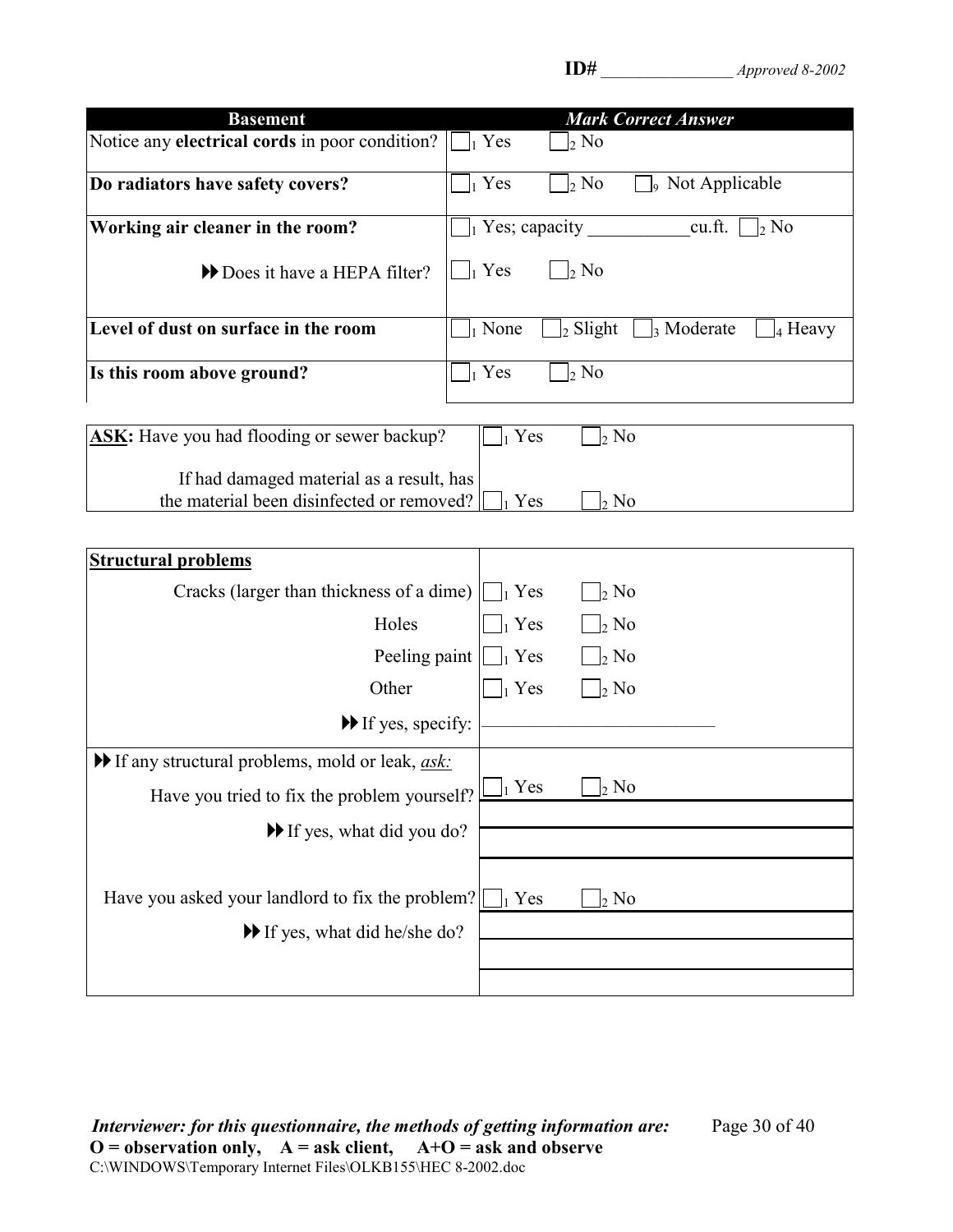**ID#** ________________ *Approved 8-2002*

| **Basement** | ***Mark Correct Answer*** |
|---|---|
| Notice any **electrical cords** in poor condition? | ☐1 Yes ☐2 No |
| **Do radiators have safety covers?** | ☐1 Yes ☐2 No ☐9 Not Applicable |
| **Working air cleaner in the room?** | ☐1 Yes; capacity ___________cu.ft. ☐2 No |
| ▶▶ Does it have a HEPA filter? | ☐1 Yes ☐2 No |
| **Level of dust on surface in the room** | ☐1 None ☐2 Slight ☐3 Moderate ☐4 Heavy |
| **Is this room above ground?** | ☐1 Yes ☐2 No |

| | |
|---|---|
| **ASK:** Have you had flooding or sewer backup? | ☐1 Yes ☐2 No |
| If had damaged material as a result, has the material been disinfected or removed? | ☐1 Yes ☐2 No |

| **Structural problems** | |
|---|---|
| Cracks (larger than thickness of a dime) | ☐1 Yes ☐2 No |
| Holes | ☐1 Yes ☐2 No |
| Peeling paint | ☐1 Yes ☐2 No |
| Other | ☐1 Yes ☐2 No |
| ▶▶ If yes, specify: | ___________________________ |
| ▶▶ If any structural problems, mold or leak, *ask:* | |
| Have you tried to fix the problem yourself? | ☐1 Yes ☐2 No |
| ▶▶ If yes, what did you do? | |
| Have you asked your landlord to fix the problem? | ☐1 Yes ☐2 No |
| ▶▶ If yes, what did he/she do? | |

***Interviewer: for this questionnaire, the methods of getting information are:***
**O = observation only, A = ask client, A+O = ask and observe**

C:\WINDOWS\Temporary Internet Files\OLKB155\HEC 8-2002.doc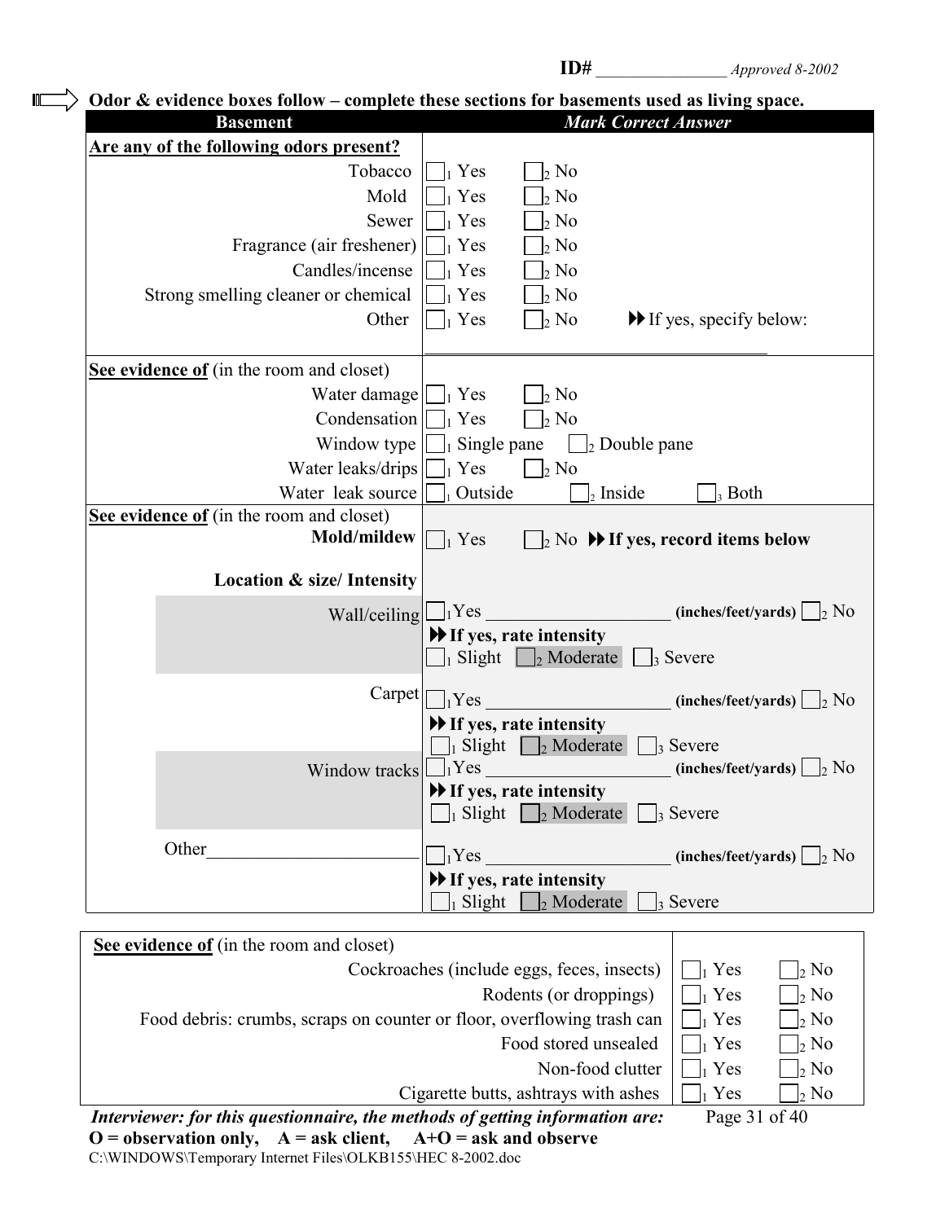ID# _______________ *Approved 8-2002*

**Odor & evidence boxes follow – complete these sections for basements used as living space.**

| Basement | *Mark Correct Answer* |
|---|---|
| **Are any of the following odors present?** | |
| Tobacco | ☐1 Yes ☐2 No |
| Mold | ☐1 Yes ☐2 No |
| Sewer | ☐1 Yes ☐2 No |
| Fragrance (air freshener) | ☐1 Yes ☐2 No |
| Candles/incense | ☐1 Yes ☐2 No |
| Strong smelling cleaner or chemical | ☐1 Yes ☐2 No |
| Other | ☐1 Yes ☐2 No ▶▶ If yes, specify below: ______________________________ |
| **See evidence of** (in the room and closet) | |
| Water damage | ☐1 Yes ☐2 No |
| Condensation | ☐1 Yes ☐2 No |
| Window type | ☐1 Single pane ☐2 Double pane |
| Water leaks/drips | ☐1 Yes ☐2 No |
| Water leak source | ☐1 Outside ☐2 Inside ☐3 Both |
| **See evidence of** (in the room and closet) **Mold/mildew** | ☐1 Yes ☐2 No ▶▶ **If yes, record items below** |
| **Location & size/ Intensity** | |
| Wall/ceiling | ☐1 Yes ____________ **(inches/feet/yards)** ☐2 No<br>▶▶ **If yes, rate intensity**<br>☐1 Slight ☐2 Moderate ☐3 Severe |
| Carpet | ☐1 Yes ____________ **(inches/feet/yards)** ☐2 No<br>▶▶ **If yes, rate intensity**<br>☐1 Slight ☐2 Moderate ☐3 Severe |
| Window tracks | ☐1 Yes ____________ **(inches/feet/yards)** ☐2 No<br>▶▶ **If yes, rate intensity**<br>☐1 Slight ☐2 Moderate ☐3 Severe |
| Other____________________ | ☐1 Yes ____________ **(inches/feet/yards)** ☐2 No<br>▶▶ **If yes, rate intensity**<br>☐1 Slight ☐2 Moderate ☐3 Severe |

| **See evidence of** (in the room and closet) | |
|---|---|
| Cockroaches (include eggs, feces, insects) | ☐1 Yes ☐2 No |
| Rodents (or droppings) | ☐1 Yes ☐2 No |
| Food debris: crumbs, scraps on counter or floor, overflowing trash can | ☐1 Yes ☐2 No |
| Food stored unsealed | ☐1 Yes ☐2 No |
| Non-food clutter | ☐1 Yes ☐2 No |
| Cigarette butts, ashtrays with ashes | ☐1 Yes ☐2 No |

***Interviewer: for this questionnaire, the methods of getting information are:***
**O = observation only, A = ask client, A+O = ask and observe**

C:\WINDOWS\Temporary Internet Files\OLKB155\HEC 8-2002.doc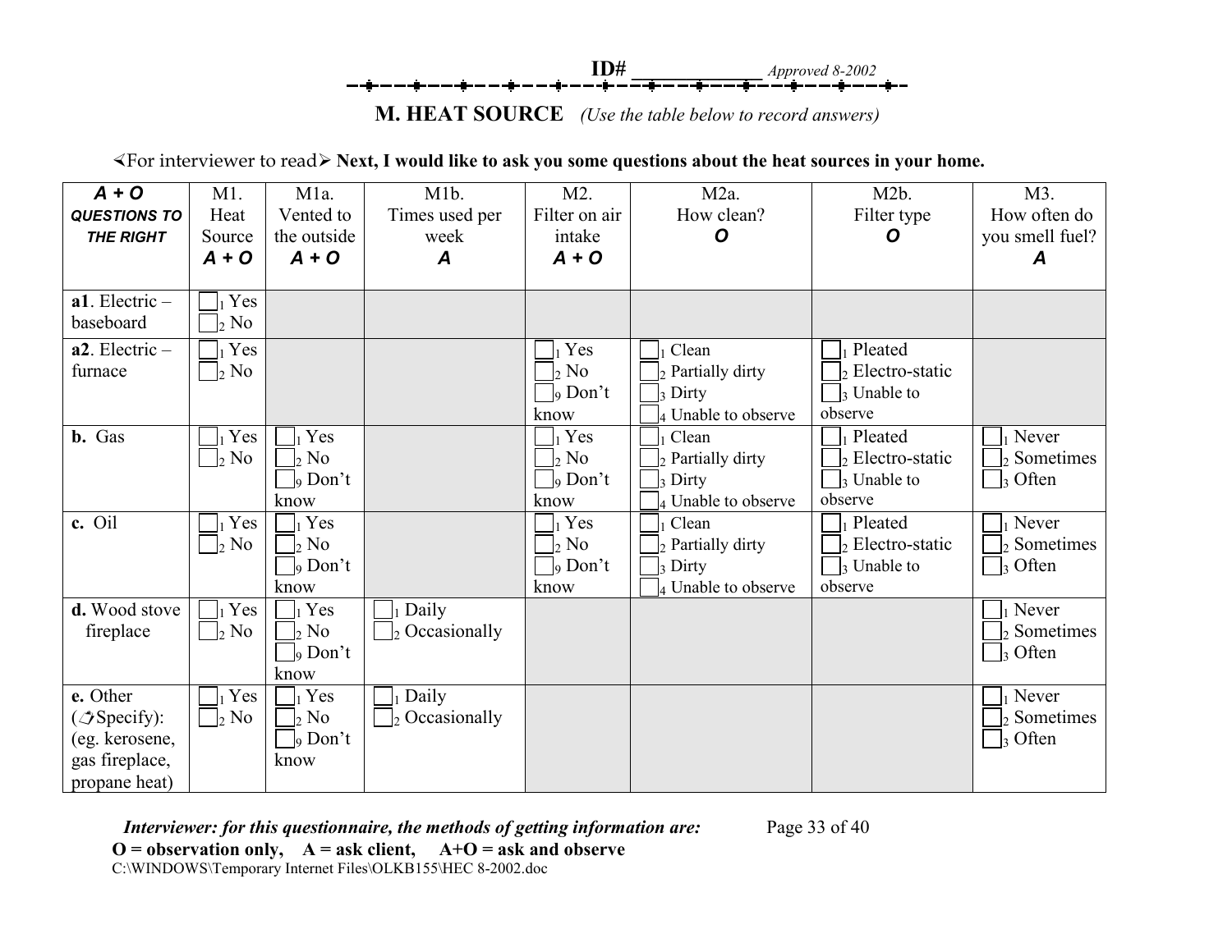ID# ____________ *Approved 8-2002*

## M. HEAT SOURCE *(Use the table below to record answers)*

<For interviewer to read> **Next, I would like to ask you some questions about the heat sources in your home.**

| ***A + O* QUESTIONS TO THE RIGHT** | M1. Heat Source ***A + O*** | M1a. Vented to the outside ***A + O*** | M1b. Times used per week ***A*** | M2. Filter on air intake ***A + O*** | M2a. How clean? ***O*** | M2b. Filter type ***O*** | M3. How often do you smell fuel? ***A*** |
|---|---|---|---|---|---|---|---|
| **a1**. Electric – baseboard | ☐1 Yes ☐2 No | | | | | | |
| **a2**. Electric – furnace | ☐1 Yes ☐2 No | | | ☐1 Yes ☐2 No ☐9 Don't know | ☐1 Clean ☐2 Partially dirty ☐3 Dirty ☐4 Unable to observe | ☐1 Pleated ☐2 Electro-static ☐3 Unable to observe | |
| **b.** Gas | ☐1 Yes ☐2 No | ☐1 Yes ☐2 No ☐9 Don't know | | ☐1 Yes ☐2 No ☐9 Don't know | ☐1 Clean ☐2 Partially dirty ☐3 Dirty ☐4 Unable to observe | ☐1 Pleated ☐2 Electro-static ☐3 Unable to observe | ☐1 Never ☐2 Sometimes ☐3 Often |
| **c.** Oil | ☐1 Yes ☐2 No | ☐1 Yes ☐2 No ☐9 Don't know | | ☐1 Yes ☐2 No ☐9 Don't know | ☐1 Clean ☐2 Partially dirty ☐3 Dirty ☐4 Unable to observe | ☐1 Pleated ☐2 Electro-static ☐3 Unable to observe | ☐1 Never ☐2 Sometimes ☐3 Often |
| **d.** Wood stove fireplace | ☐1 Yes ☐2 No | ☐1 Yes ☐2 No ☐9 Don't know | ☐1 Daily ☐2 Occasionally | | | | ☐1 Never ☐2 Sometimes ☐3 Often |
| **e.** Other (Specify): (eg. kerosene, gas fireplace, propane heat) | ☐1 Yes ☐2 No | ☐1 Yes ☐2 No ☐9 Don't know | ☐1 Daily ☐2 Occasionally | | | | ☐1 Never ☐2 Sometimes ☐3 Often |

***Interviewer: for this questionnaire, the methods of getting information are:***
**O = observation only, A = ask client, A+O = ask and observe**

C:\WINDOWS\Temporary Internet Files\OLKB155\HEC 8-2002.doc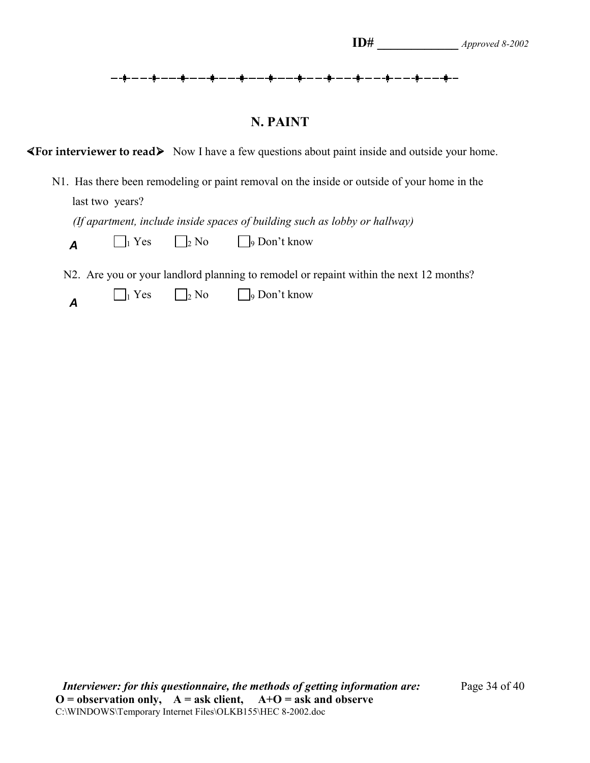ID# _____________ *Approved 8-2002*

## N. PAINT

**<For interviewer to read>** Now I have a few questions about paint inside and outside your home.

N1. Has there been remodeling or paint removal on the inside or outside of your home in the last two years?

*(If apartment, include inside spaces of building such as lobby or hallway)*

***A*** ☐1 Yes ☐2 No ☐9 Don't know

N2. Are you or your landlord planning to remodel or repaint within the next 12 months?

***A*** ☐1 Yes ☐2 No ☐9 Don't know

***Interviewer: for this questionnaire, the methods of getting information are:***
**O = observation only, A = ask client, A+O = ask and observe**
C:\WINDOWS\Temporary Internet Files\OLKB155\HEC 8-2002.doc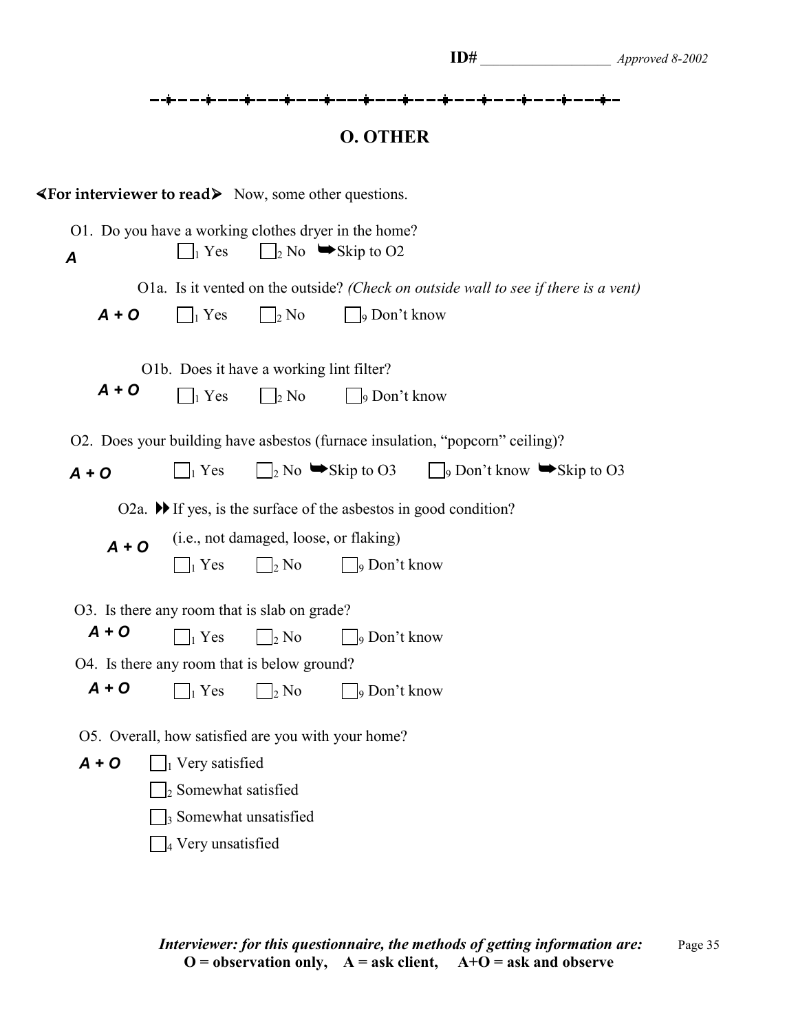ID# ___________________ *Approved 8-2002*

## O. OTHER

**<For interviewer to read>** Now, some other questions.

O1. Do you have a working clothes dryer in the home?

***A*** ☐1 Yes ☐2 No ➥Skip to O2

O1a. Is it vented on the outside? *(Check on outside wall to see if there is a vent)*

***A + O*** ☐1 Yes ☐2 No ☐9 Don't know

O1b. Does it have a working lint filter?

***A + O*** ☐1 Yes ☐2 No ☐9 Don't know

O2. Does your building have asbestos (furnace insulation, "popcorn" ceiling)?

***A + O*** ☐1 Yes ☐2 No ➥Skip to O3 ☐9 Don't know ➥Skip to O3

O2a. ▶▶ If yes, is the surface of the asbestos in good condition?

(i.e., not damaged, loose, or flaking)

***A + O*** ☐1 Yes ☐2 No ☐9 Don't know

O3. Is there any room that is slab on grade?

***A + O*** ☐1 Yes ☐2 No ☐9 Don't know

O4. Is there any room that is below ground?

***A + O*** ☐1 Yes ☐2 No ☐9 Don't know

O5. Overall, how satisfied are you with your home?

***A + O***
☐1 Very satisfied
☐2 Somewhat satisfied
☐3 Somewhat unsatisfied
☐4 Very unsatisfied

***Interviewer: for this questionnaire, the methods of getting information are:***
**O = observation only, A = ask client, A+O = ask and observe**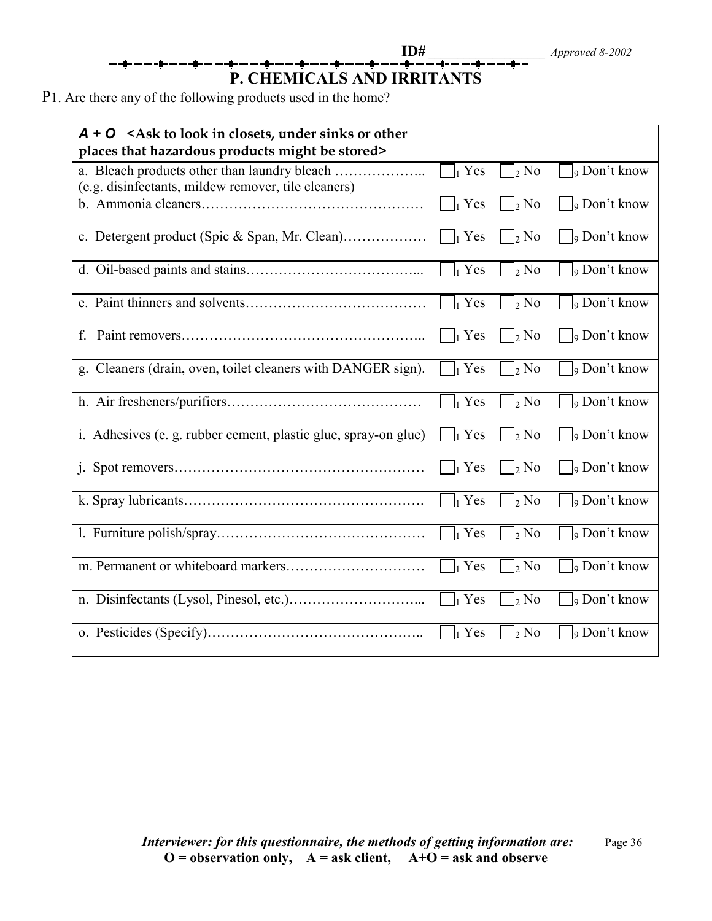**ID#** __________________ *Approved 8-2002*

## P. CHEMICALS AND IRRITANTS

P1. Are there any of the following products used in the home?

| ***A + O*** **<Ask to look in closets, under sinks or other places that hazardous products might be stored>** | |
|---|---|
| a. Bleach products other than laundry bleach ……………….. (e.g. disinfectants, mildew remover, tile cleaners) | ☐1 Yes ☐2 No ☐9 Don't know |
| b. Ammonia cleaners………………………………………… | ☐1 Yes ☐2 No ☐9 Don't know |
| c. Detergent product (Spic & Span, Mr. Clean)……………… | ☐1 Yes ☐2 No ☐9 Don't know |
| d. Oil-based paints and stains………………………………... | ☐1 Yes ☐2 No ☐9 Don't know |
| e. Paint thinners and solvents………………………………… | ☐1 Yes ☐2 No ☐9 Don't know |
| f. Paint removers…………………………………………….. | ☐1 Yes ☐2 No ☐9 Don't know |
| g. Cleaners (drain, oven, toilet cleaners with DANGER sign). | ☐1 Yes ☐2 No ☐9 Don't know |
| h. Air fresheners/purifiers…………………………………… | ☐1 Yes ☐2 No ☐9 Don't know |
| i. Adhesives (e. g. rubber cement, plastic glue, spray-on glue) | ☐1 Yes ☐2 No ☐9 Don't know |
| j. Spot removers……………………………………………… | ☐1 Yes ☐2 No ☐9 Don't know |
| k. Spray lubricants……………………………………………. | ☐1 Yes ☐2 No ☐9 Don't know |
| l. Furniture polish/spray……………………………………… | ☐1 Yes ☐2 No ☐9 Don't know |
| m. Permanent or whiteboard markers………………………… | ☐1 Yes ☐2 No ☐9 Don't know |
| n. Disinfectants (Lysol, Pinesol, etc.)………………………... | ☐1 Yes ☐2 No ☐9 Don't know |
| o. Pesticides (Specify)……………………………………….. | ☐1 Yes ☐2 No ☐9 Don't know |

***Interviewer: for this questionnaire, the methods of getting information are:***
**O = observation only, A = ask client, A+O = ask and observe**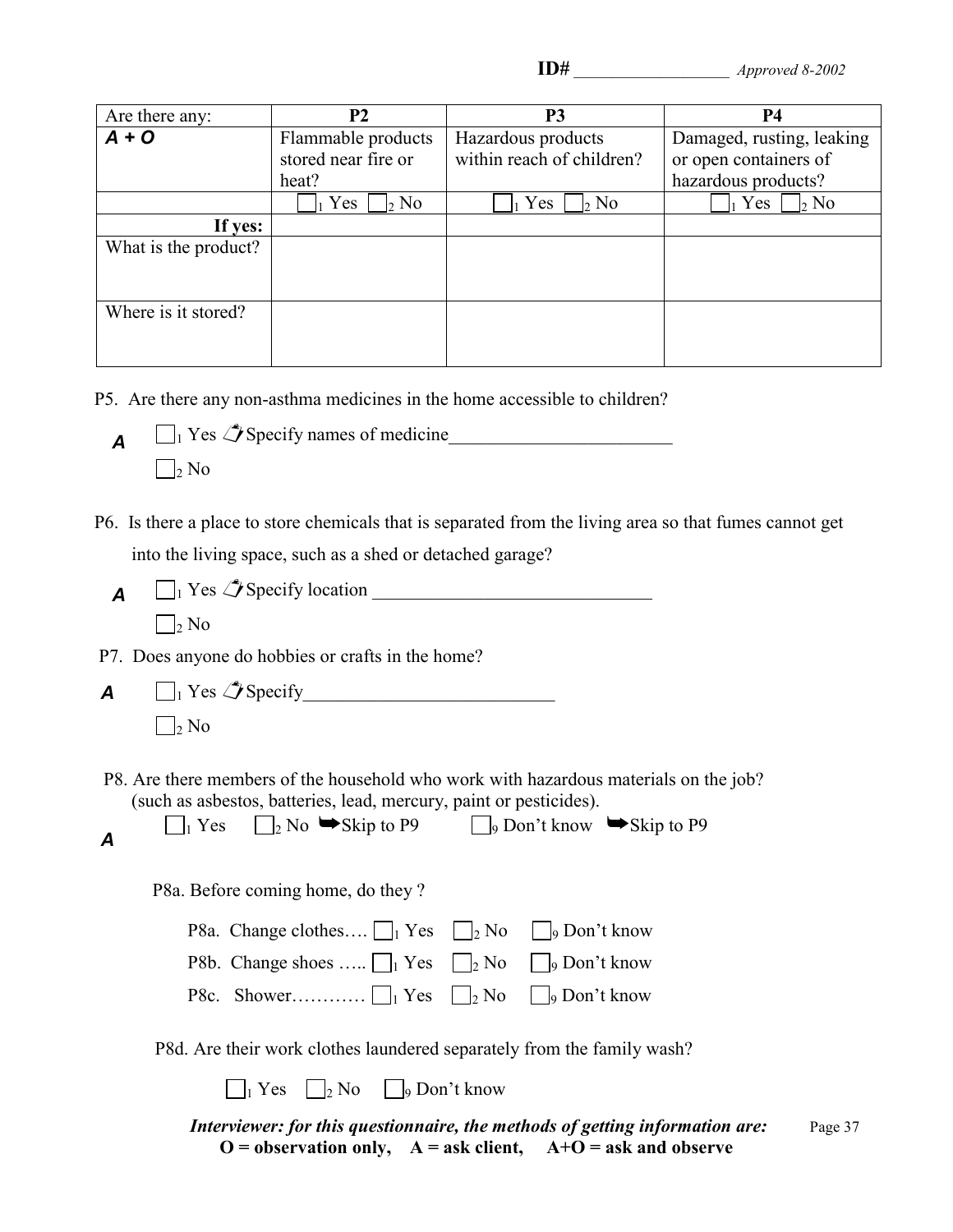ID# __________________ *Approved 8-2002*

| Are there any: | P2 | P3 | P4 |
|---|---|---|---|
| ***A + O*** | Flammable products stored near fire or heat? | Hazardous products within reach of children? | Damaged, rusting, leaking or open containers of hazardous products? |
| | ☐1 Yes ☐2 No | ☐1 Yes ☐2 No | ☐1 Yes ☐2 No |
| **If yes:** | | | |
| What is the product? | | | |
| Where is it stored? | | | |

P5. Are there any non-asthma medicines in the home accessible to children?

***A*** ☐1 Yes ✍ Specify names of medicine________________________

☐2 No

P6. Is there a place to store chemicals that is separated from the living area so that fumes cannot get into the living space, such as a shed or detached garage?

***A*** ☐1 Yes ✍ Specify location ______________________________

☐2 No

P7. Does anyone do hobbies or crafts in the home?

***A*** ☐1 Yes ✍ Specify___________________________

☐2 No

P8. Are there members of the household who work with hazardous materials on the job? (such as asbestos, batteries, lead, mercury, paint or pesticides).

***A*** ☐1 Yes ☐2 No ➡Skip to P9 ☐9 Don't know ➡Skip to P9

P8a. Before coming home, do they ?

P8a. Change clothes…. ☐1 Yes ☐2 No ☐9 Don't know

P8b. Change shoes ….. ☐1 Yes ☐2 No ☐9 Don't know

P8c. Shower………… ☐1 Yes ☐2 No ☐9 Don't know

P8d. Are their work clothes laundered separately from the family wash?

☐1 Yes ☐2 No ☐9 Don't know

***Interviewer: for this questionnaire, the methods of getting information are:***
**O = observation only, A = ask client, A+O = ask and observe**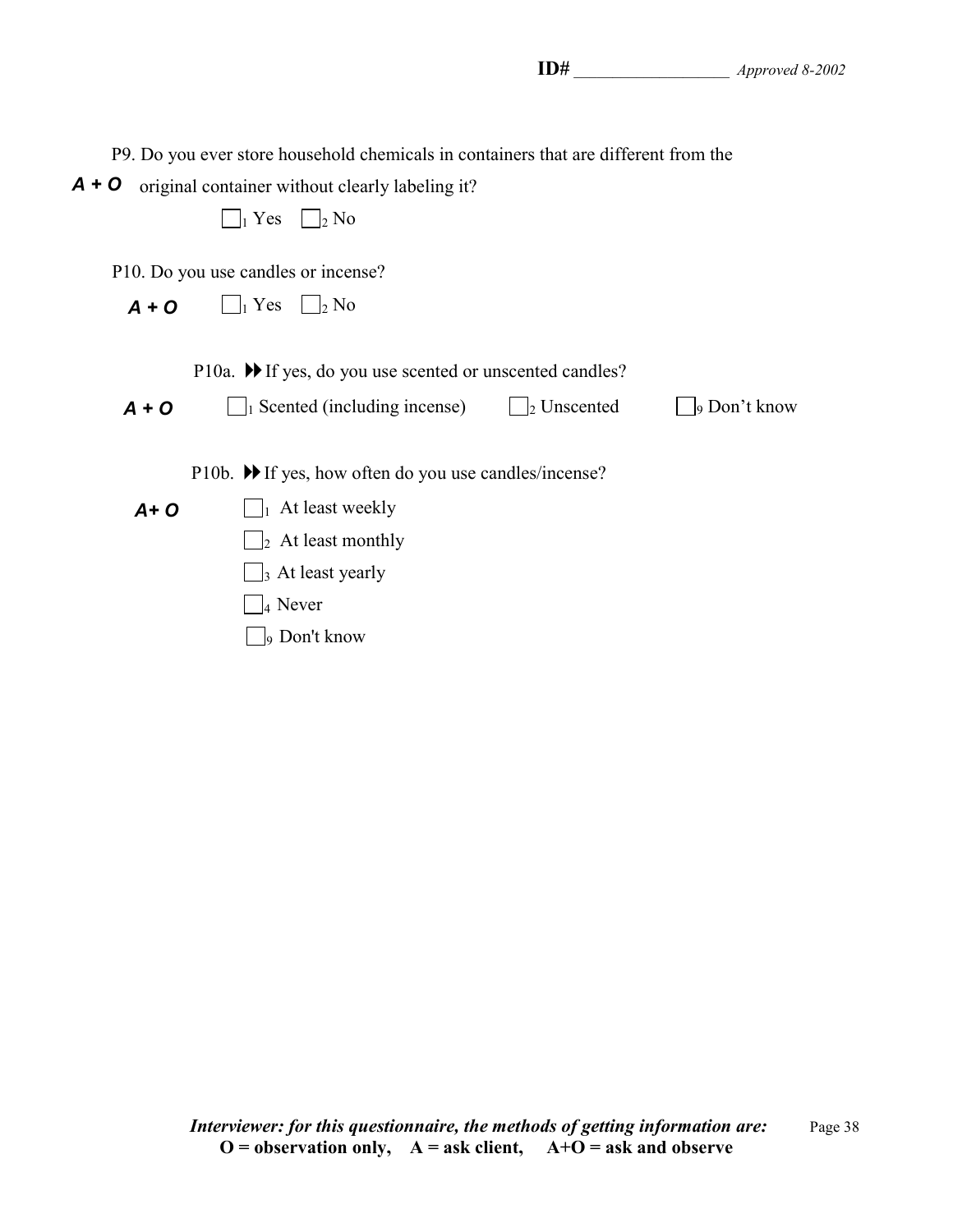**ID#** \_\_\_\_\_\_\_\_\_\_\_\_\_\_\_\_\_\_\_ *Approved 8-2002*

P9. Do you ever store household chemicals in containers that are different from the original container without clearly labeling it?

***A + O***

☐1 Yes ☐2 No

P10. Do you use candles or incense?

***A + O***

☐1 Yes ☐2 No

P10a. ►► If yes, do you use scented or unscented candles?

***A + O***

☐1 Scented (including incense) ☐2 Unscented ☐9 Don't know

P10b. ►► If yes, how often do you use candles/incense?

***A+ O***

- ☐1 At least weekly
- ☐2 At least monthly
- ☐3 At least yearly
- ☐4 Never
- ☐9 Don't know

***Interviewer: for this questionnaire, the methods of getting information are:***
**O = observation only, A = ask client, A+O = ask and observe**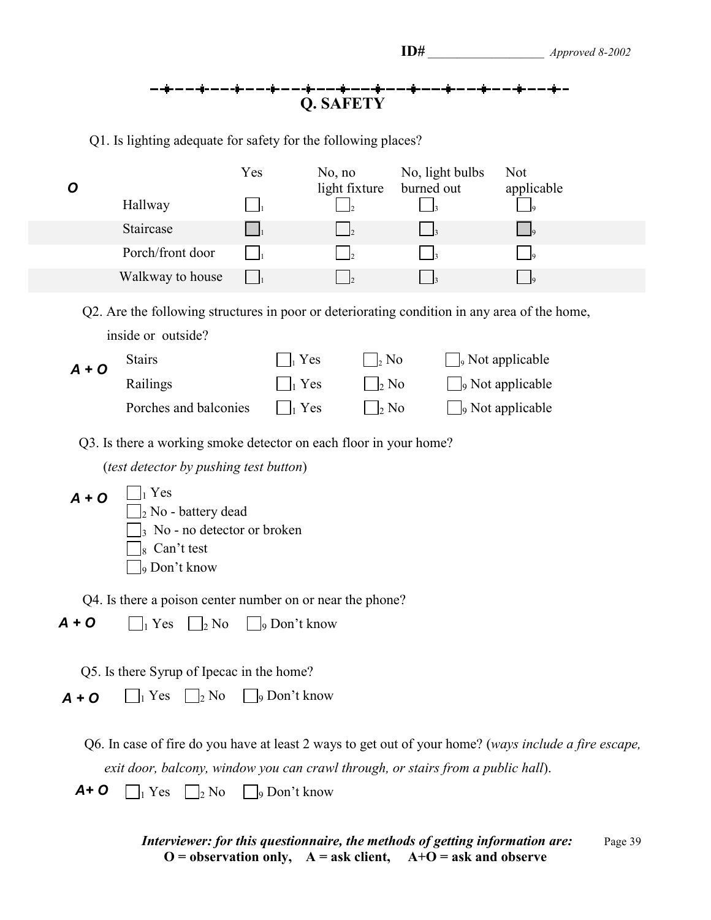ID# ___________________ *Approved 8-2002*

## Q. SAFETY

Q1. Is lighting adequate for safety for the following places?

**O**

| | Yes | No, no light fixture | No, light bulbs burned out | Not applicable |
|---|---|---|---|---|
| Hallway | ☐ 1 | ☐ 2 | ☐ 3 | ☐ 9 |
| Staircase | ☐ 1 | ☐ 2 | ☐ 3 | ☐ 9 |
| Porch/front door | ☐ 1 | ☐ 2 | ☐ 3 | ☐ 9 |
| Walkway to house | ☐ 1 | ☐ 2 | ☐ 3 | ☐ 9 |

Q2. Are the following structures in poor or deteriorating condition in any area of the home, inside or outside?

**A + O**

| | | | |
|---|---|---|---|
| Stairs | ☐ 1 Yes | ☐ 2 No | ☐ 9 Not applicable |
| Railings | ☐ 1 Yes | ☐ 2 No | ☐ 9 Not applicable |
| Porches and balconies | ☐ 1 Yes | ☐ 2 No | ☐ 9 Not applicable |

Q3. Is there a working smoke detector on each floor in your home?
(*test detector by pushing test button*)

**A + O**

- ☐ 1 Yes
- ☐ 2 No - battery dead
- ☐ 3 No - no detector or broken
- ☐ 8 Can't test
- ☐ 9 Don't know

Q4. Is there a poison center number on or near the phone?

**A + O** ☐ 1 Yes ☐ 2 No ☐ 9 Don't know

Q5. Is there Syrup of Ipecac in the home?

**A + O** ☐ 1 Yes ☐ 2 No ☐ 9 Don't know

Q6. In case of fire do you have at least 2 ways to get out of your home? (*ways include a fire escape, exit door, balcony, window you can crawl through, or stairs from a public hall*).

**A+ O** ☐ 1 Yes ☐ 2 No ☐ 9 Don't know

***Interviewer: for this questionnaire, the methods of getting information are:***
**O = observation only, A = ask client, A+O = ask and observe**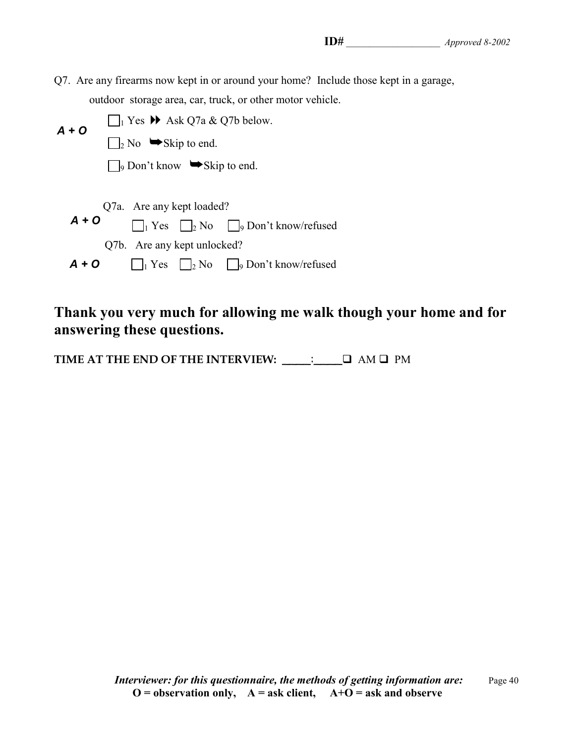**ID#** ___________________ *Approved 8-2002*

Q7. Are any firearms now kept in or around your home? Include those kept in a garage, outdoor storage area, car, truck, or other motor vehicle.

***A + O***

- ☐ 1 Yes ▸▸ Ask Q7a & Q7b below.
- ☐ 2 No ➥ Skip to end.
- ☐ 9 Don't know ➥ Skip to end.

Q7a. Are any kept loaded?

***A + O*** ☐ 1 Yes ☐ 2 No ☐ 9 Don't know/refused

Q7b. Are any kept unlocked?

***A + O*** ☐ 1 Yes ☐ 2 No ☐ 9 Don't know/refused

## Thank you very much for allowing me walk though your home and for answering these questions.

**TIME AT THE END OF THE INTERVIEW: _____:_____** ❑ AM ❑ PM

***Interviewer: for this questionnaire, the methods of getting information are:***
**O = observation only, A = ask client, A+O = ask and observe**